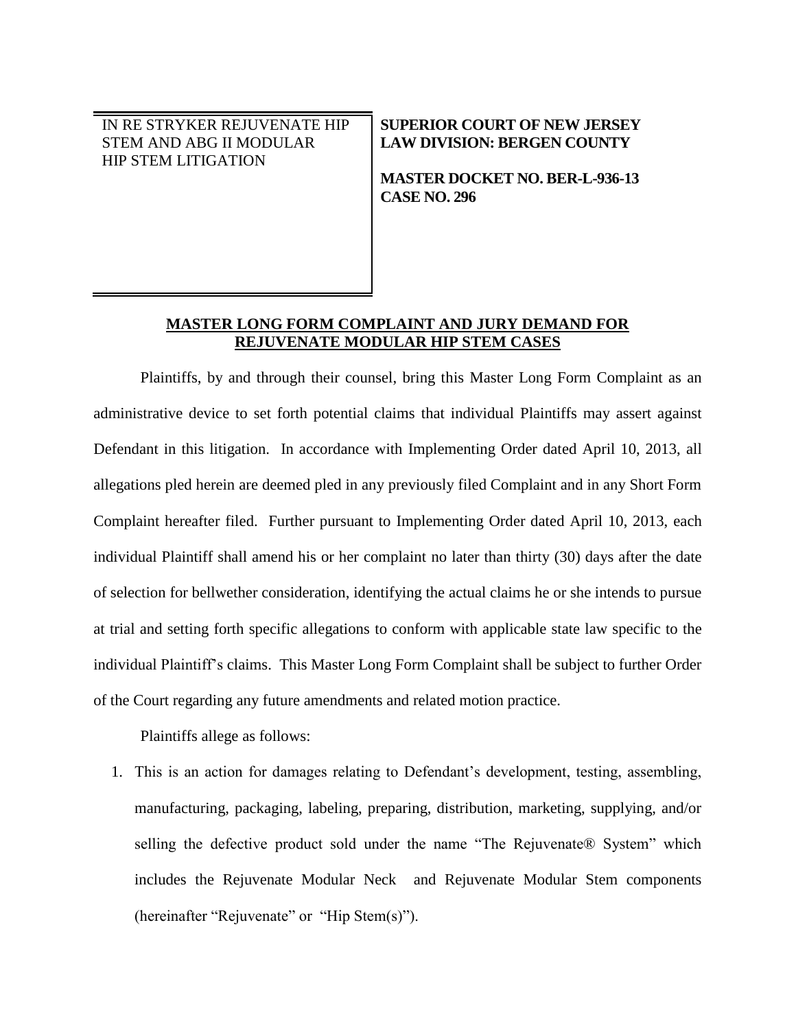IN RE STRYKER REJUVENATE HIP STEM AND ABG II MODULAR HIP STEM LITIGATION

**SUPERIOR COURT OF NEW JERSEY**
**LAW DIVISION: BERGEN COUNTY**

**MASTER DOCKET NO. BER-L-936-13**
**CASE NO. 296**

## MASTER LONG FORM COMPLAINT AND JURY DEMAND FOR REJUVENATE MODULAR HIP STEM CASES

Plaintiffs, by and through their counsel, bring this Master Long Form Complaint as an administrative device to set forth potential claims that individual Plaintiffs may assert against Defendant in this litigation. In accordance with Implementing Order dated April 10, 2013, all allegations pled herein are deemed pled in any previously filed Complaint and in any Short Form Complaint hereafter filed. Further pursuant to Implementing Order dated April 10, 2013, each individual Plaintiff shall amend his or her complaint no later than thirty (30) days after the date of selection for bellwether consideration, identifying the actual claims he or she intends to pursue at trial and setting forth specific allegations to conform with applicable state law specific to the individual Plaintiff's claims. This Master Long Form Complaint shall be subject to further Order of the Court regarding any future amendments and related motion practice.

Plaintiffs allege as follows:

1. This is an action for damages relating to Defendant's development, testing, assembling, manufacturing, packaging, labeling, preparing, distribution, marketing, supplying, and/or selling the defective product sold under the name "The Rejuvenate® System" which includes the Rejuvenate Modular Neck and Rejuvenate Modular Stem components (hereinafter "Rejuvenate" or "Hip Stem(s)").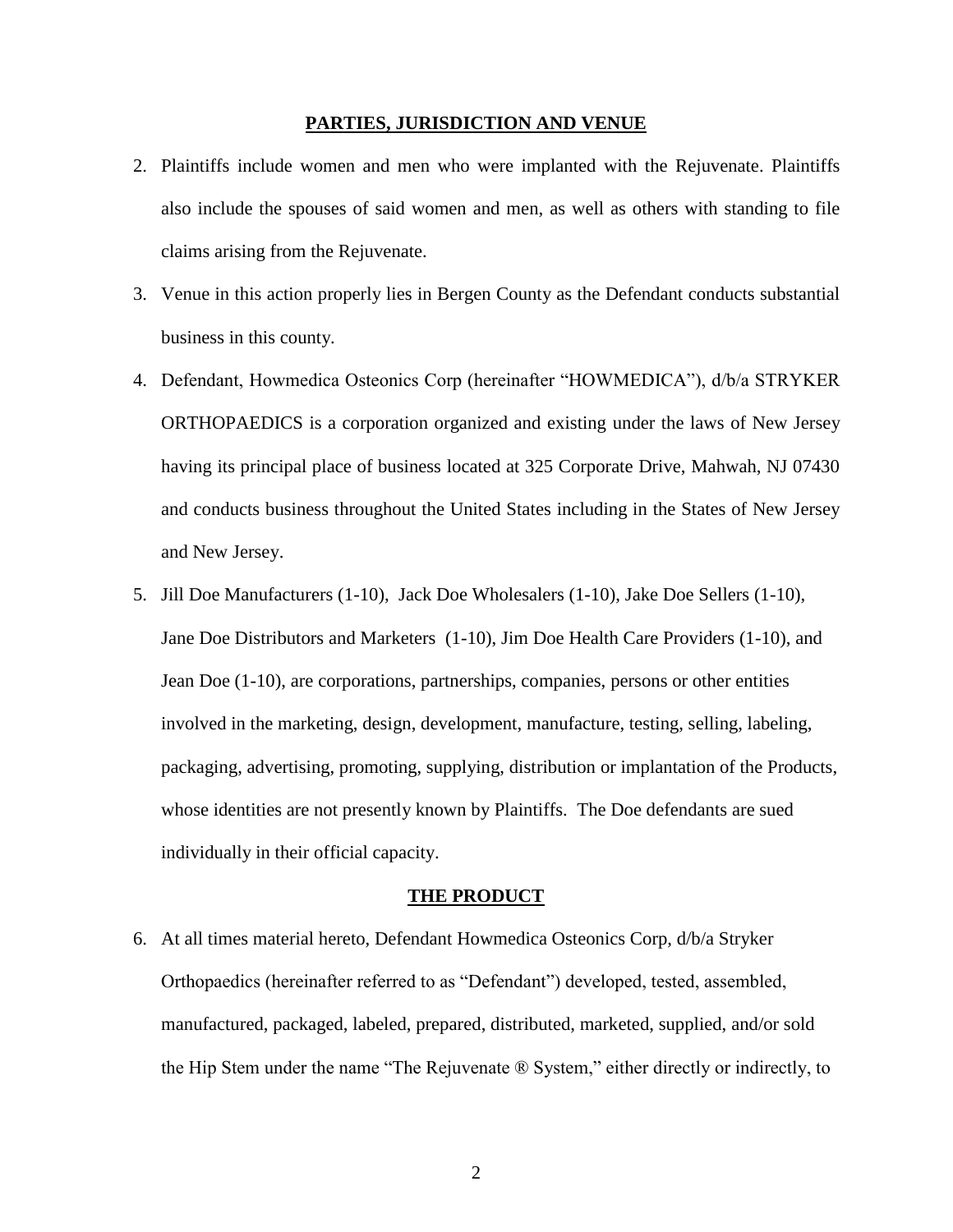## PARTIES, JURISDICTION AND VENUE

2. Plaintiffs include women and men who were implanted with the Rejuvenate. Plaintiffs also include the spouses of said women and men, as well as others with standing to file claims arising from the Rejuvenate.
3. Venue in this action properly lies in Bergen County as the Defendant conducts substantial business in this county.
4. Defendant, Howmedica Osteonics Corp (hereinafter "HOWMEDICA"), d/b/a STRYKER ORTHOPAEDICS is a corporation organized and existing under the laws of New Jersey having its principal place of business located at 325 Corporate Drive, Mahwah, NJ 07430 and conducts business throughout the United States including in the States of New Jersey and New Jersey.
5. Jill Doe Manufacturers (1-10), Jack Doe Wholesalers (1-10), Jake Doe Sellers (1-10), Jane Doe Distributors and Marketers (1-10), Jim Doe Health Care Providers (1-10), and Jean Doe (1-10), are corporations, partnerships, companies, persons or other entities involved in the marketing, design, development, manufacture, testing, selling, labeling, packaging, advertising, promoting, supplying, distribution or implantation of the Products, whose identities are not presently known by Plaintiffs. The Doe defendants are sued individually in their official capacity.

## THE PRODUCT

6. At all times material hereto, Defendant Howmedica Osteonics Corp, d/b/a Stryker Orthopaedics (hereinafter referred to as "Defendant") developed, tested, assembled, manufactured, packaged, labeled, prepared, distributed, marketed, supplied, and/or sold the Hip Stem under the name "The Rejuvenate ® System," either directly or indirectly, to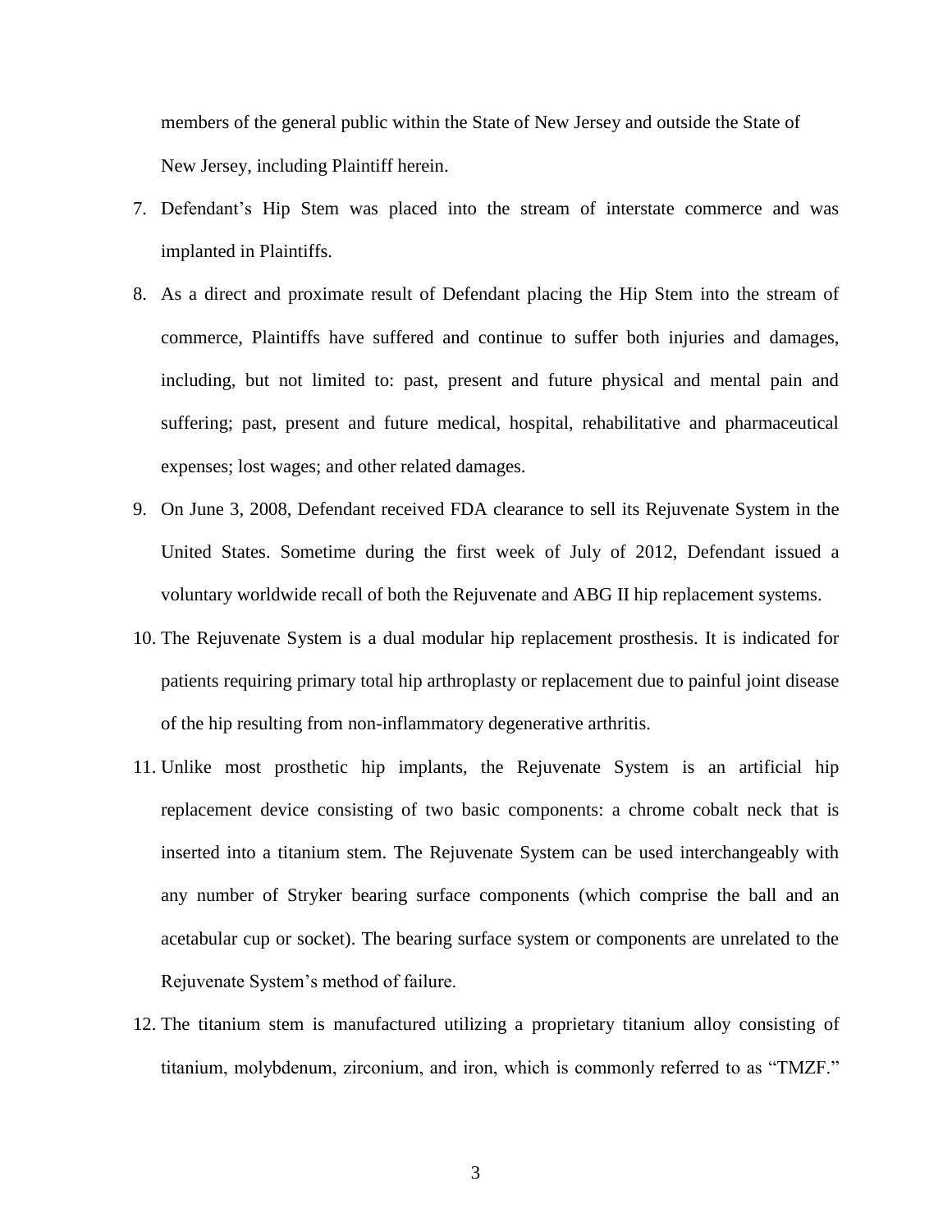members of the general public within the State of New Jersey and outside the State of New Jersey, including Plaintiff herein.

7. Defendant's Hip Stem was placed into the stream of interstate commerce and was implanted in Plaintiffs.
8. As a direct and proximate result of Defendant placing the Hip Stem into the stream of commerce, Plaintiffs have suffered and continue to suffer both injuries and damages, including, but not limited to: past, present and future physical and mental pain and suffering; past, present and future medical, hospital, rehabilitative and pharmaceutical expenses; lost wages; and other related damages.
9. On June 3, 2008, Defendant received FDA clearance to sell its Rejuvenate System in the United States. Sometime during the first week of July of 2012, Defendant issued a voluntary worldwide recall of both the Rejuvenate and ABG II hip replacement systems.
10. The Rejuvenate System is a dual modular hip replacement prosthesis. It is indicated for patients requiring primary total hip arthroplasty or replacement due to painful joint disease of the hip resulting from non-inflammatory degenerative arthritis.
11. Unlike most prosthetic hip implants, the Rejuvenate System is an artificial hip replacement device consisting of two basic components: a chrome cobalt neck that is inserted into a titanium stem. The Rejuvenate System can be used interchangeably with any number of Stryker bearing surface components (which comprise the ball and an acetabular cup or socket). The bearing surface system or components are unrelated to the Rejuvenate System's method of failure.
12. The titanium stem is manufactured utilizing a proprietary titanium alloy consisting of titanium, molybdenum, zirconium, and iron, which is commonly referred to as "TMZF."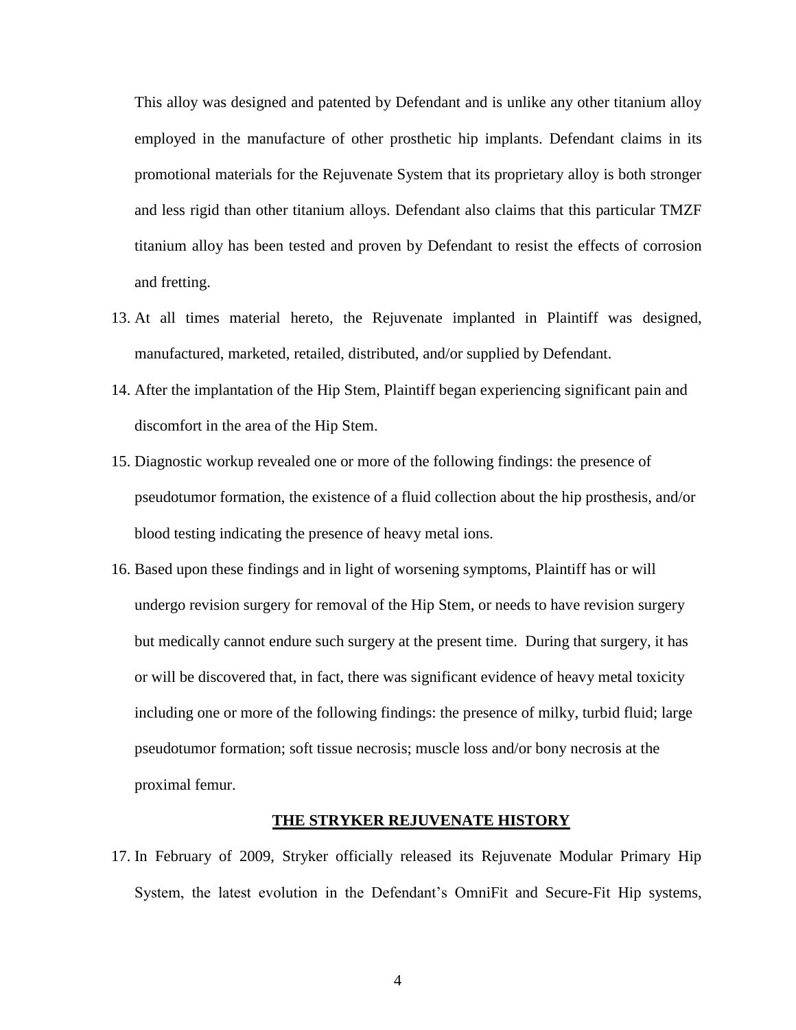This alloy was designed and patented by Defendant and is unlike any other titanium alloy employed in the manufacture of other prosthetic hip implants. Defendant claims in its promotional materials for the Rejuvenate System that its proprietary alloy is both stronger and less rigid than other titanium alloys. Defendant also claims that this particular TMZF titanium alloy has been tested and proven by Defendant to resist the effects of corrosion and fretting.

13. At all times material hereto, the Rejuvenate implanted in Plaintiff was designed, manufactured, marketed, retailed, distributed, and/or supplied by Defendant.
14. After the implantation of the Hip Stem, Plaintiff began experiencing significant pain and discomfort in the area of the Hip Stem.
15. Diagnostic workup revealed one or more of the following findings: the presence of pseudotumor formation, the existence of a fluid collection about the hip prosthesis, and/or blood testing indicating the presence of heavy metal ions.
16. Based upon these findings and in light of worsening symptoms, Plaintiff has or will undergo revision surgery for removal of the Hip Stem, or needs to have revision surgery but medically cannot endure such surgery at the present time. During that surgery, it has or will be discovered that, in fact, there was significant evidence of heavy metal toxicity including one or more of the following findings: the presence of milky, turbid fluid; large pseudotumor formation; soft tissue necrosis; muscle loss and/or bony necrosis at the proximal femur.

## THE STRYKER REJUVENATE HISTORY

17. In February of 2009, Stryker officially released its Rejuvenate Modular Primary Hip System, the latest evolution in the Defendant's OmniFit and Secure-Fit Hip systems,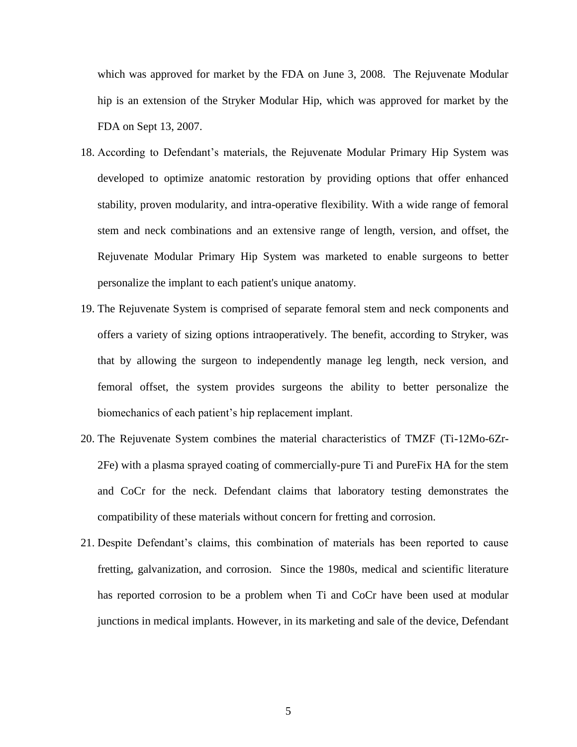which was approved for market by the FDA on June 3, 2008. The Rejuvenate Modular hip is an extension of the Stryker Modular Hip, which was approved for market by the FDA on Sept 13, 2007.

18. According to Defendant's materials, the Rejuvenate Modular Primary Hip System was developed to optimize anatomic restoration by providing options that offer enhanced stability, proven modularity, and intra-operative flexibility. With a wide range of femoral stem and neck combinations and an extensive range of length, version, and offset, the Rejuvenate Modular Primary Hip System was marketed to enable surgeons to better personalize the implant to each patient's unique anatomy.

19. The Rejuvenate System is comprised of separate femoral stem and neck components and offers a variety of sizing options intraoperatively. The benefit, according to Stryker, was that by allowing the surgeon to independently manage leg length, neck version, and femoral offset, the system provides surgeons the ability to better personalize the biomechanics of each patient's hip replacement implant.

20. The Rejuvenate System combines the material characteristics of TMZF (Ti-12Mo-6Zr-2Fe) with a plasma sprayed coating of commercially-pure Ti and PureFix HA for the stem and CoCr for the neck. Defendant claims that laboratory testing demonstrates the compatibility of these materials without concern for fretting and corrosion.

21. Despite Defendant's claims, this combination of materials has been reported to cause fretting, galvanization, and corrosion. Since the 1980s, medical and scientific literature has reported corrosion to be a problem when Ti and CoCr have been used at modular junctions in medical implants. However, in its marketing and sale of the device, Defendant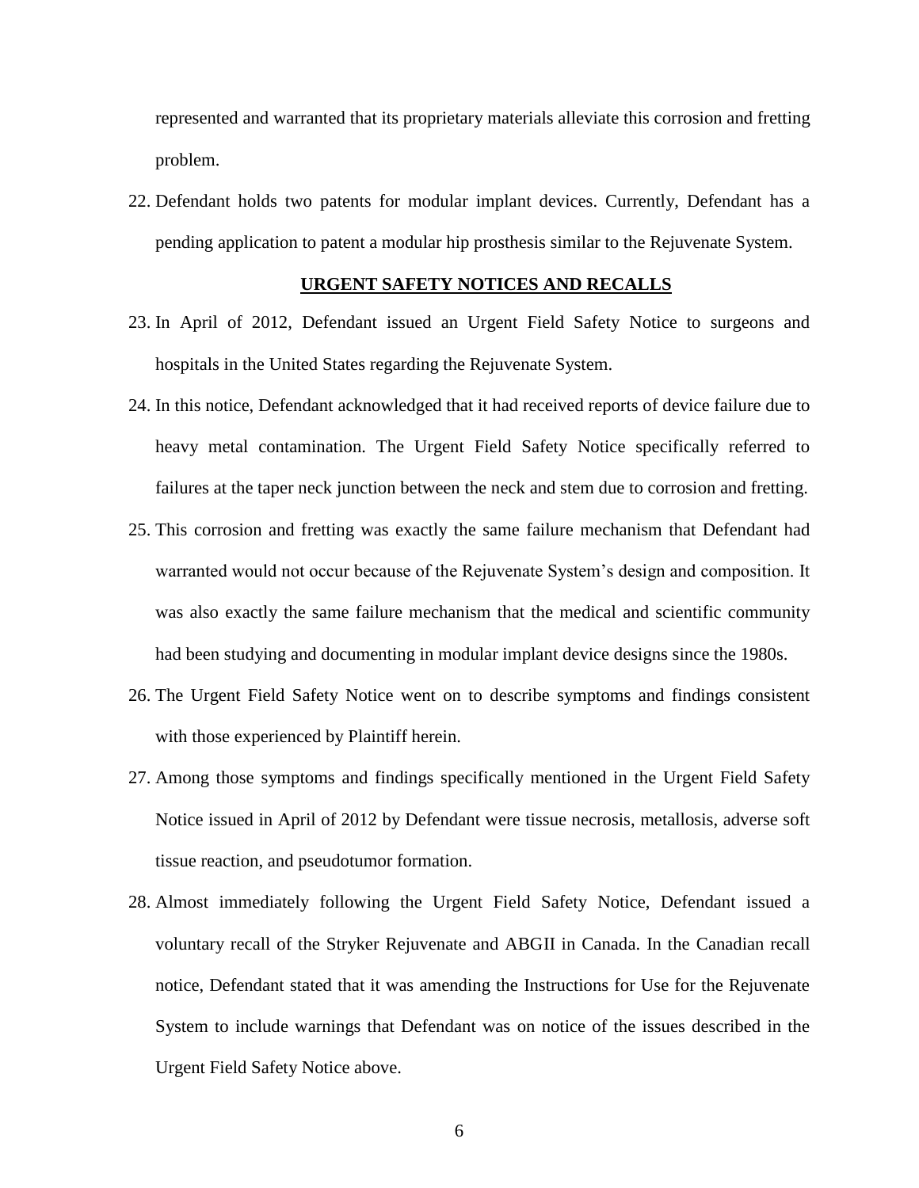represented and warranted that its proprietary materials alleviate this corrosion and fretting problem.

22. Defendant holds two patents for modular implant devices. Currently, Defendant has a pending application to patent a modular hip prosthesis similar to the Rejuvenate System.

## URGENT SAFETY NOTICES AND RECALLS

23. In April of 2012, Defendant issued an Urgent Field Safety Notice to surgeons and hospitals in the United States regarding the Rejuvenate System.
24. In this notice, Defendant acknowledged that it had received reports of device failure due to heavy metal contamination. The Urgent Field Safety Notice specifically referred to failures at the taper neck junction between the neck and stem due to corrosion and fretting.
25. This corrosion and fretting was exactly the same failure mechanism that Defendant had warranted would not occur because of the Rejuvenate System's design and composition. It was also exactly the same failure mechanism that the medical and scientific community had been studying and documenting in modular implant device designs since the 1980s.
26. The Urgent Field Safety Notice went on to describe symptoms and findings consistent with those experienced by Plaintiff herein.
27. Among those symptoms and findings specifically mentioned in the Urgent Field Safety Notice issued in April of 2012 by Defendant were tissue necrosis, metallosis, adverse soft tissue reaction, and pseudotumor formation.
28. Almost immediately following the Urgent Field Safety Notice, Defendant issued a voluntary recall of the Stryker Rejuvenate and ABGII in Canada. In the Canadian recall notice, Defendant stated that it was amending the Instructions for Use for the Rejuvenate System to include warnings that Defendant was on notice of the issues described in the Urgent Field Safety Notice above.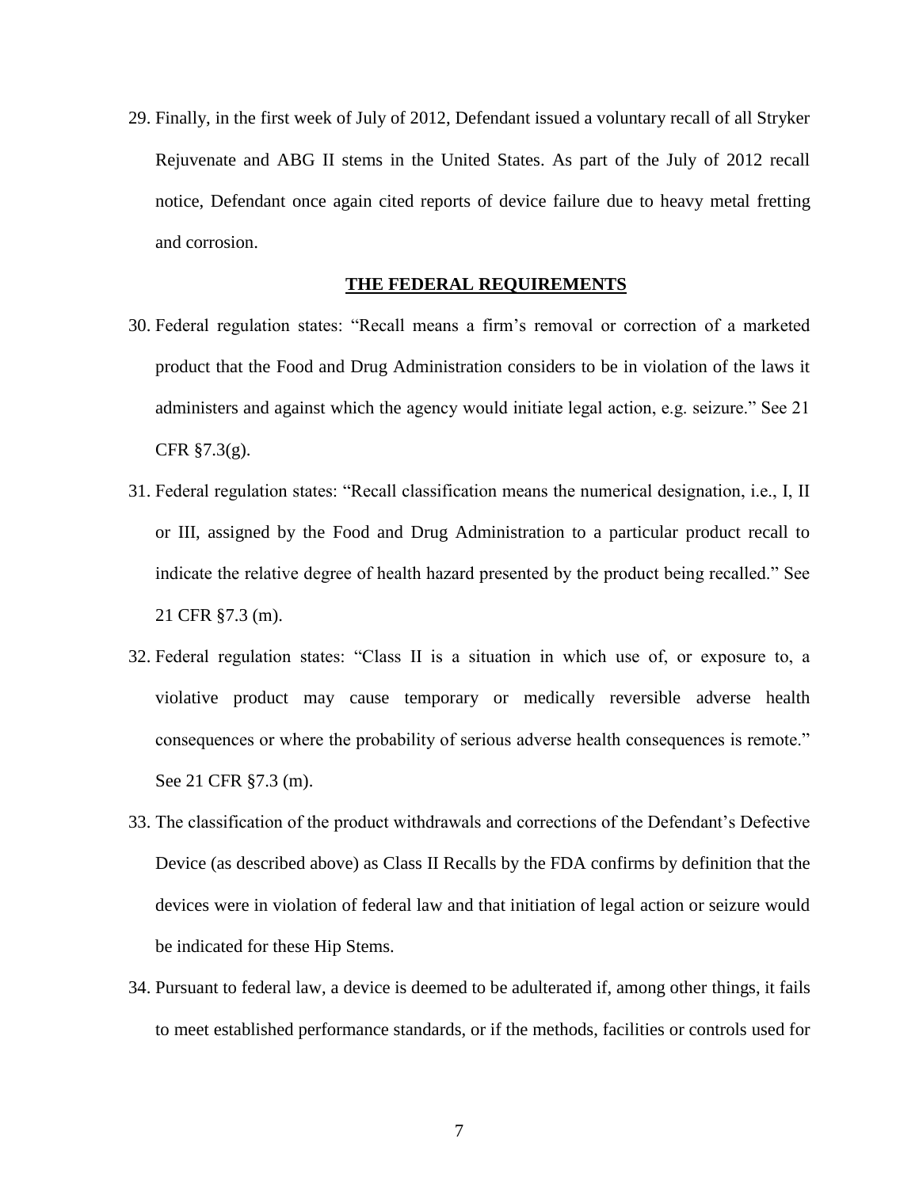29. Finally, in the first week of July of 2012, Defendant issued a voluntary recall of all Stryker Rejuvenate and ABG II stems in the United States. As part of the July of 2012 recall notice, Defendant once again cited reports of device failure due to heavy metal fretting and corrosion.

**THE FEDERAL REQUIREMENTS**

30. Federal regulation states: "Recall means a firm's removal or correction of a marketed product that the Food and Drug Administration considers to be in violation of the laws it administers and against which the agency would initiate legal action, e.g. seizure." See 21 CFR §7.3(g).

31. Federal regulation states: "Recall classification means the numerical designation, i.e., I, II or III, assigned by the Food and Drug Administration to a particular product recall to indicate the relative degree of health hazard presented by the product being recalled." See 21 CFR §7.3 (m).

32. Federal regulation states: "Class II is a situation in which use of, or exposure to, a violative product may cause temporary or medically reversible adverse health consequences or where the probability of serious adverse health consequences is remote." See 21 CFR §7.3 (m).

33. The classification of the product withdrawals and corrections of the Defendant's Defective Device (as described above) as Class II Recalls by the FDA confirms by definition that the devices were in violation of federal law and that initiation of legal action or seizure would be indicated for these Hip Stems.

34. Pursuant to federal law, a device is deemed to be adulterated if, among other things, it fails to meet established performance standards, or if the methods, facilities or controls used for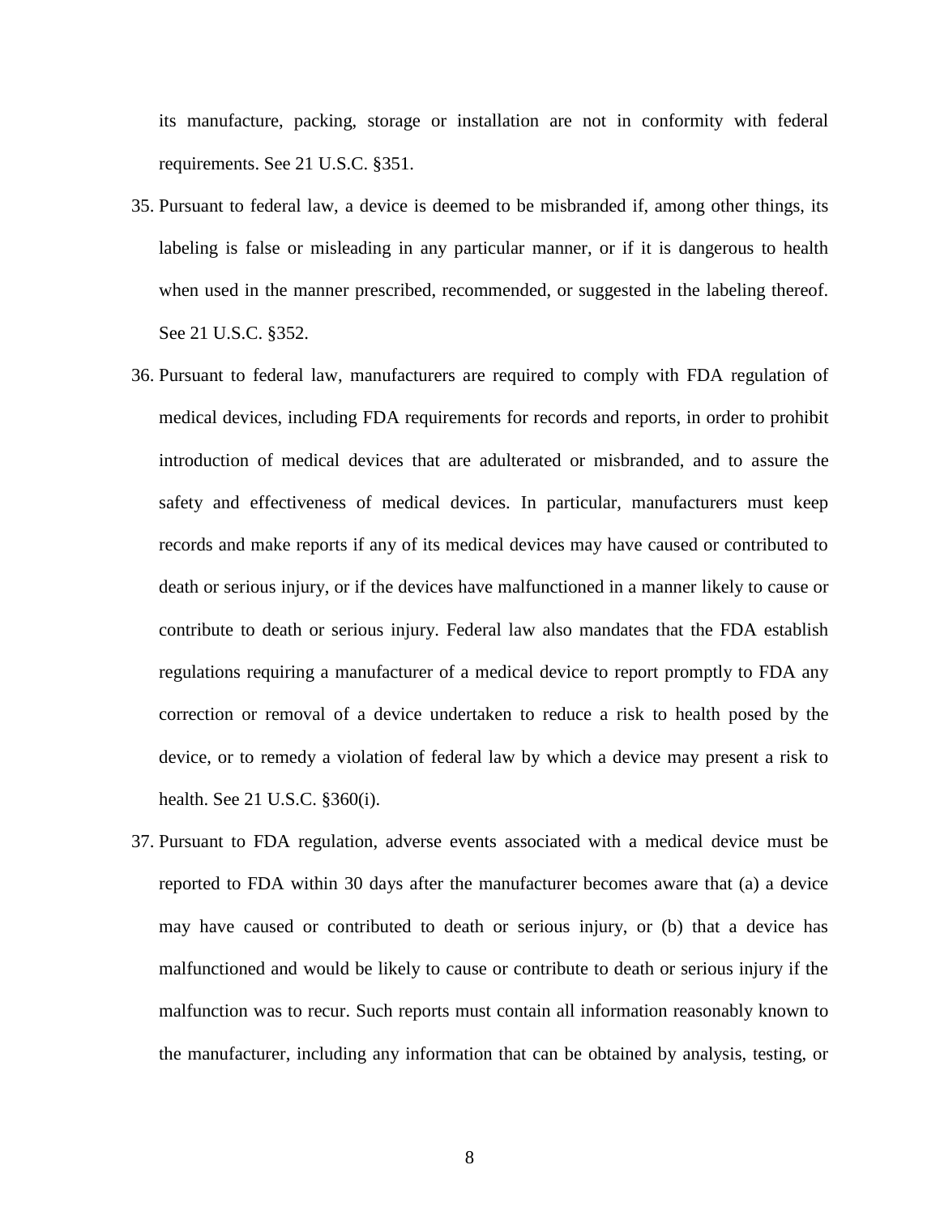its manufacture, packing, storage or installation are not in conformity with federal requirements. See 21 U.S.C. §351.

35. Pursuant to federal law, a device is deemed to be misbranded if, among other things, its labeling is false or misleading in any particular manner, or if it is dangerous to health when used in the manner prescribed, recommended, or suggested in the labeling thereof. See 21 U.S.C. §352.

36. Pursuant to federal law, manufacturers are required to comply with FDA regulation of medical devices, including FDA requirements for records and reports, in order to prohibit introduction of medical devices that are adulterated or misbranded, and to assure the safety and effectiveness of medical devices. In particular, manufacturers must keep records and make reports if any of its medical devices may have caused or contributed to death or serious injury, or if the devices have malfunctioned in a manner likely to cause or contribute to death or serious injury. Federal law also mandates that the FDA establish regulations requiring a manufacturer of a medical device to report promptly to FDA any correction or removal of a device undertaken to reduce a risk to health posed by the device, or to remedy a violation of federal law by which a device may present a risk to health. See 21 U.S.C. §360(i).

37. Pursuant to FDA regulation, adverse events associated with a medical device must be reported to FDA within 30 days after the manufacturer becomes aware that (a) a device may have caused or contributed to death or serious injury, or (b) that a device has malfunctioned and would be likely to cause or contribute to death or serious injury if the malfunction was to recur. Such reports must contain all information reasonably known to the manufacturer, including any information that can be obtained by analysis, testing, or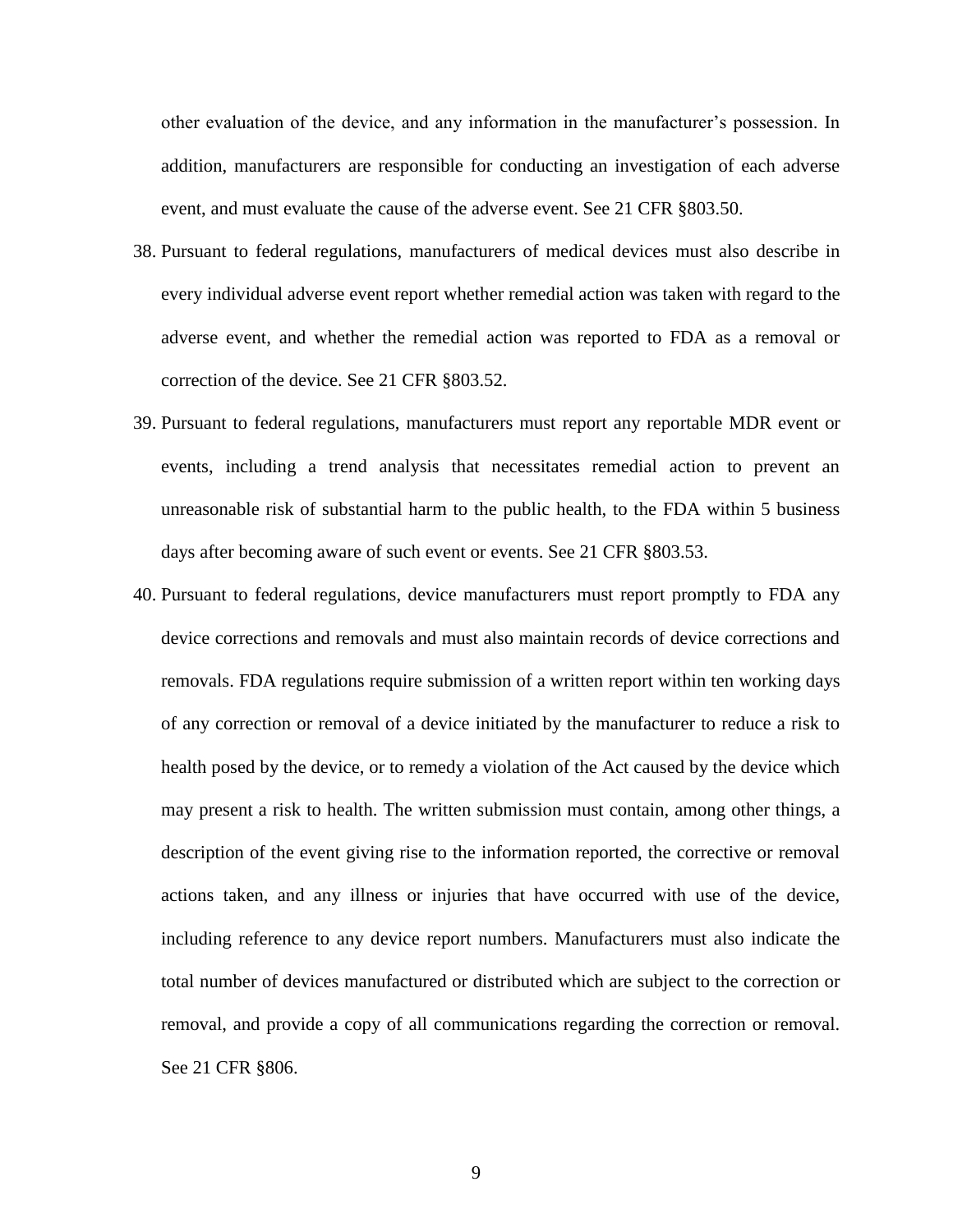other evaluation of the device, and any information in the manufacturer's possession. In addition, manufacturers are responsible for conducting an investigation of each adverse event, and must evaluate the cause of the adverse event. See 21 CFR §803.50.

38. Pursuant to federal regulations, manufacturers of medical devices must also describe in every individual adverse event report whether remedial action was taken with regard to the adverse event, and whether the remedial action was reported to FDA as a removal or correction of the device. See 21 CFR §803.52.

39. Pursuant to federal regulations, manufacturers must report any reportable MDR event or events, including a trend analysis that necessitates remedial action to prevent an unreasonable risk of substantial harm to the public health, to the FDA within 5 business days after becoming aware of such event or events. See 21 CFR §803.53.

40. Pursuant to federal regulations, device manufacturers must report promptly to FDA any device corrections and removals and must also maintain records of device corrections and removals. FDA regulations require submission of a written report within ten working days of any correction or removal of a device initiated by the manufacturer to reduce a risk to health posed by the device, or to remedy a violation of the Act caused by the device which may present a risk to health. The written submission must contain, among other things, a description of the event giving rise to the information reported, the corrective or removal actions taken, and any illness or injuries that have occurred with use of the device, including reference to any device report numbers. Manufacturers must also indicate the total number of devices manufactured or distributed which are subject to the correction or removal, and provide a copy of all communications regarding the correction or removal. See 21 CFR §806.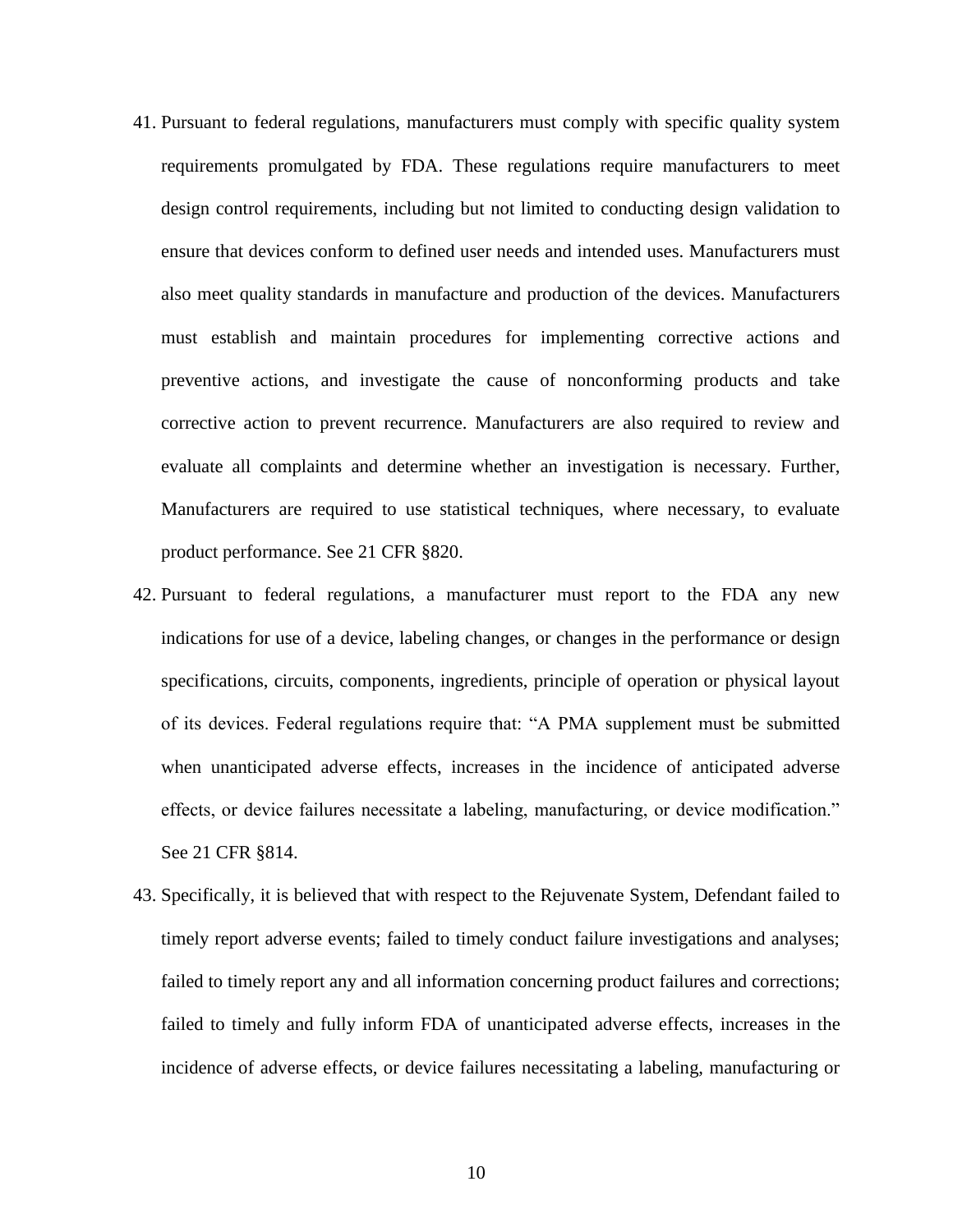41. Pursuant to federal regulations, manufacturers must comply with specific quality system requirements promulgated by FDA. These regulations require manufacturers to meet design control requirements, including but not limited to conducting design validation to ensure that devices conform to defined user needs and intended uses. Manufacturers must also meet quality standards in manufacture and production of the devices. Manufacturers must establish and maintain procedures for implementing corrective actions and preventive actions, and investigate the cause of nonconforming products and take corrective action to prevent recurrence. Manufacturers are also required to review and evaluate all complaints and determine whether an investigation is necessary. Further, Manufacturers are required to use statistical techniques, where necessary, to evaluate product performance. See 21 CFR §820.

42. Pursuant to federal regulations, a manufacturer must report to the FDA any new indications for use of a device, labeling changes, or changes in the performance or design specifications, circuits, components, ingredients, principle of operation or physical layout of its devices. Federal regulations require that: "A PMA supplement must be submitted when unanticipated adverse effects, increases in the incidence of anticipated adverse effects, or device failures necessitate a labeling, manufacturing, or device modification." See 21 CFR §814.

43. Specifically, it is believed that with respect to the Rejuvenate System, Defendant failed to timely report adverse events; failed to timely conduct failure investigations and analyses; failed to timely report any and all information concerning product failures and corrections; failed to timely and fully inform FDA of unanticipated adverse effects, increases in the incidence of adverse effects, or device failures necessitating a labeling, manufacturing or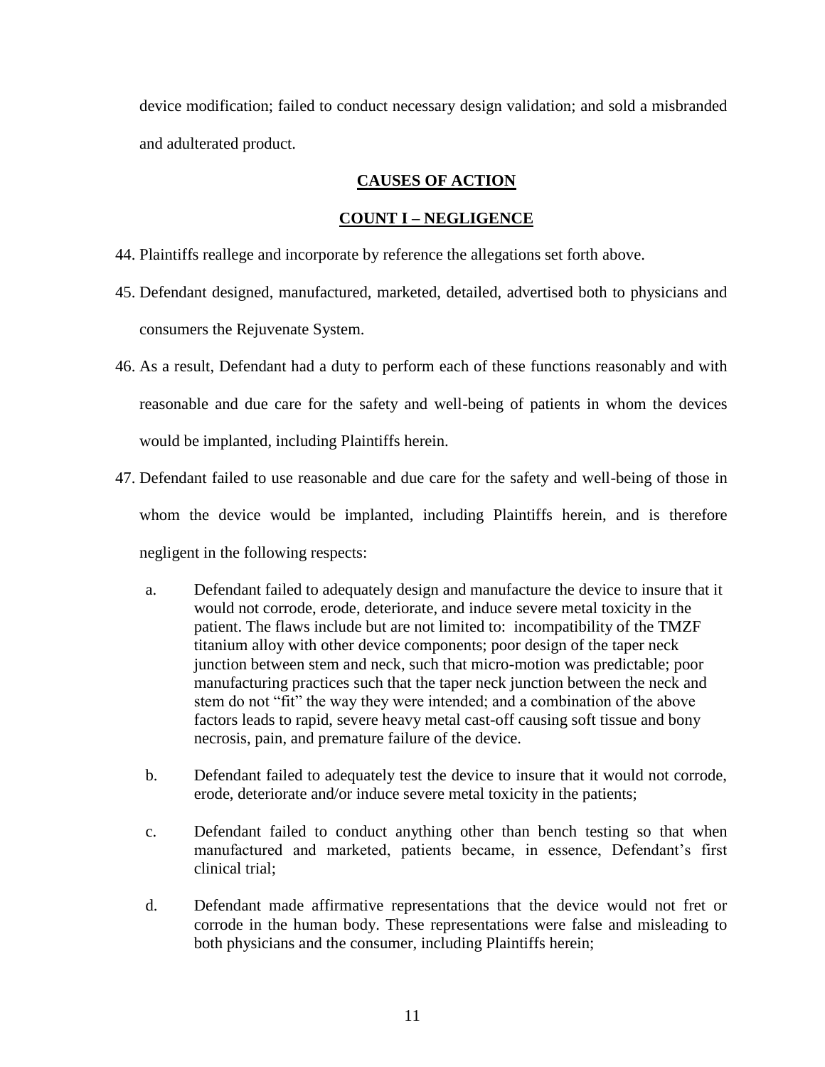device modification; failed to conduct necessary design validation; and sold a misbranded and adulterated product.

## CAUSES OF ACTION

## COUNT I – NEGLIGENCE

44. Plaintiffs reallege and incorporate by reference the allegations set forth above.

45. Defendant designed, manufactured, marketed, detailed, advertised both to physicians and consumers the Rejuvenate System.

46. As a result, Defendant had a duty to perform each of these functions reasonably and with reasonable and due care for the safety and well-being of patients in whom the devices would be implanted, including Plaintiffs herein.

47. Defendant failed to use reasonable and due care for the safety and well-being of those in whom the device would be implanted, including Plaintiffs herein, and is therefore negligent in the following respects:

    a. Defendant failed to adequately design and manufacture the device to insure that it would not corrode, erode, deteriorate, and induce severe metal toxicity in the patient. The flaws include but are not limited to: incompatibility of the TMZF titanium alloy with other device components; poor design of the taper neck junction between stem and neck, such that micro-motion was predictable; poor manufacturing practices such that the taper neck junction between the neck and stem do not "fit" the way they were intended; and a combination of the above factors leads to rapid, severe heavy metal cast-off causing soft tissue and bony necrosis, pain, and premature failure of the device.

    b. Defendant failed to adequately test the device to insure that it would not corrode, erode, deteriorate and/or induce severe metal toxicity in the patients;

    c. Defendant failed to conduct anything other than bench testing so that when manufactured and marketed, patients became, in essence, Defendant's first clinical trial;

    d. Defendant made affirmative representations that the device would not fret or corrode in the human body. These representations were false and misleading to both physicians and the consumer, including Plaintiffs herein;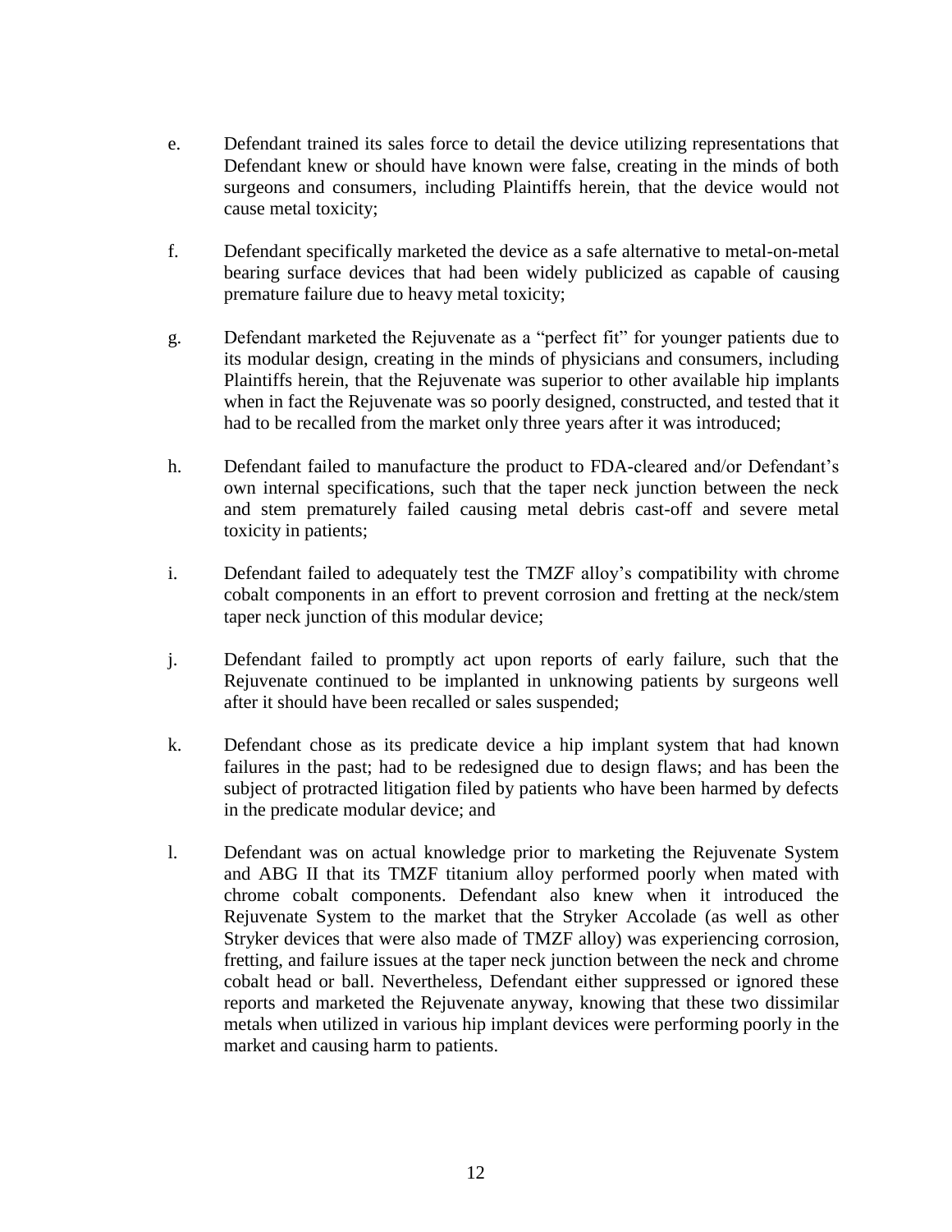e. Defendant trained its sales force to detail the device utilizing representations that Defendant knew or should have known were false, creating in the minds of both surgeons and consumers, including Plaintiffs herein, that the device would not cause metal toxicity;

f. Defendant specifically marketed the device as a safe alternative to metal-on-metal bearing surface devices that had been widely publicized as capable of causing premature failure due to heavy metal toxicity;

g. Defendant marketed the Rejuvenate as a "perfect fit" for younger patients due to its modular design, creating in the minds of physicians and consumers, including Plaintiffs herein, that the Rejuvenate was superior to other available hip implants when in fact the Rejuvenate was so poorly designed, constructed, and tested that it had to be recalled from the market only three years after it was introduced;

h. Defendant failed to manufacture the product to FDA-cleared and/or Defendant's own internal specifications, such that the taper neck junction between the neck and stem prematurely failed causing metal debris cast-off and severe metal toxicity in patients;

i. Defendant failed to adequately test the TMZF alloy's compatibility with chrome cobalt components in an effort to prevent corrosion and fretting at the neck/stem taper neck junction of this modular device;

j. Defendant failed to promptly act upon reports of early failure, such that the Rejuvenate continued to be implanted in unknowing patients by surgeons well after it should have been recalled or sales suspended;

k. Defendant chose as its predicate device a hip implant system that had known failures in the past; had to be redesigned due to design flaws; and has been the subject of protracted litigation filed by patients who have been harmed by defects in the predicate modular device; and

l. Defendant was on actual knowledge prior to marketing the Rejuvenate System and ABG II that its TMZF titanium alloy performed poorly when mated with chrome cobalt components. Defendant also knew when it introduced the Rejuvenate System to the market that the Stryker Accolade (as well as other Stryker devices that were also made of TMZF alloy) was experiencing corrosion, fretting, and failure issues at the taper neck junction between the neck and chrome cobalt head or ball. Nevertheless, Defendant either suppressed or ignored these reports and marketed the Rejuvenate anyway, knowing that these two dissimilar metals when utilized in various hip implant devices were performing poorly in the market and causing harm to patients.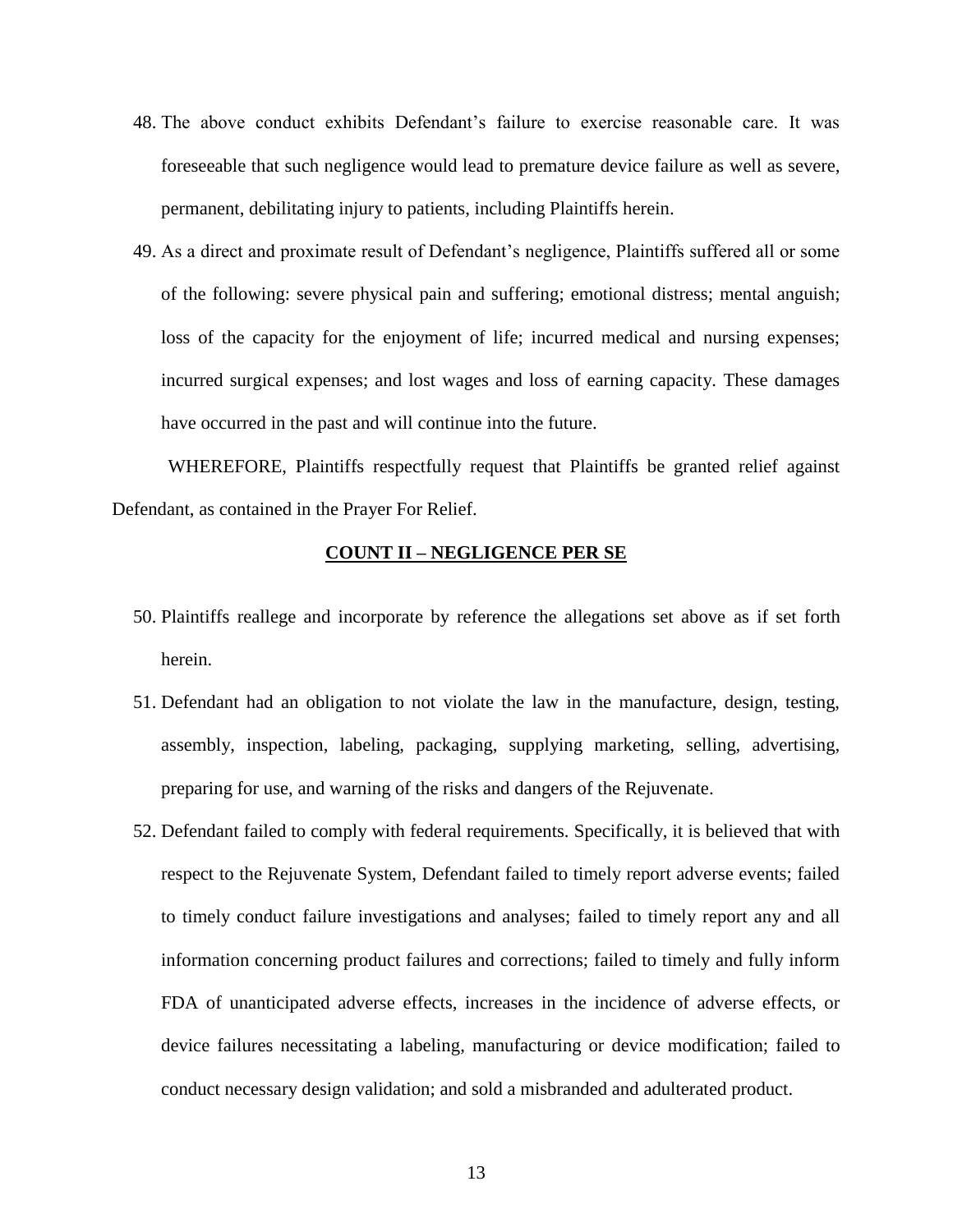48. The above conduct exhibits Defendant's failure to exercise reasonable care. It was foreseeable that such negligence would lead to premature device failure as well as severe, permanent, debilitating injury to patients, including Plaintiffs herein.

49. As a direct and proximate result of Defendant's negligence, Plaintiffs suffered all or some of the following: severe physical pain and suffering; emotional distress; mental anguish; loss of the capacity for the enjoyment of life; incurred medical and nursing expenses; incurred surgical expenses; and lost wages and loss of earning capacity. These damages have occurred in the past and will continue into the future.

WHEREFORE, Plaintiffs respectfully request that Plaintiffs be granted relief against Defendant, as contained in the Prayer For Relief.

## COUNT II – NEGLIGENCE PER SE

50. Plaintiffs reallege and incorporate by reference the allegations set above as if set forth herein.

51. Defendant had an obligation to not violate the law in the manufacture, design, testing, assembly, inspection, labeling, packaging, supplying marketing, selling, advertising, preparing for use, and warning of the risks and dangers of the Rejuvenate.

52. Defendant failed to comply with federal requirements. Specifically, it is believed that with respect to the Rejuvenate System, Defendant failed to timely report adverse events; failed to timely conduct failure investigations and analyses; failed to timely report any and all information concerning product failures and corrections; failed to timely and fully inform FDA of unanticipated adverse effects, increases in the incidence of adverse effects, or device failures necessitating a labeling, manufacturing or device modification; failed to conduct necessary design validation; and sold a misbranded and adulterated product.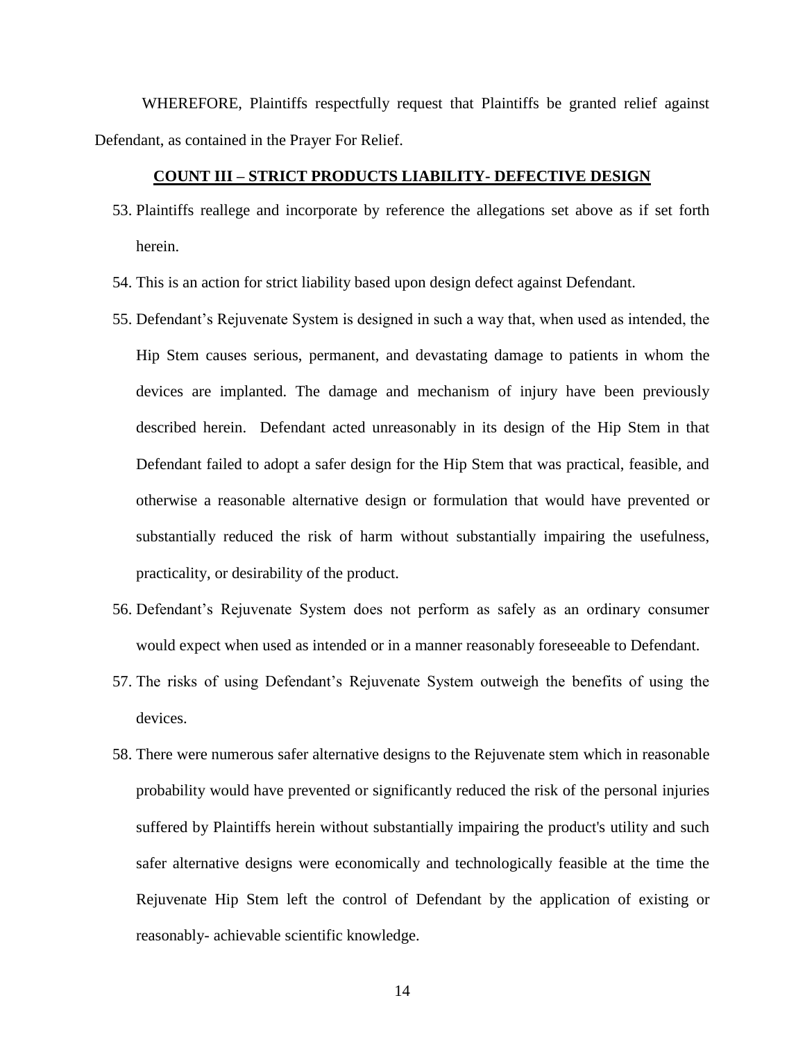WHEREFORE, Plaintiffs respectfully request that Plaintiffs be granted relief against Defendant, as contained in the Prayer For Relief.

**COUNT III – STRICT PRODUCTS LIABILITY- DEFECTIVE DESIGN**

53. Plaintiffs reallege and incorporate by reference the allegations set above as if set forth herein.
54. This is an action for strict liability based upon design defect against Defendant.
55. Defendant's Rejuvenate System is designed in such a way that, when used as intended, the Hip Stem causes serious, permanent, and devastating damage to patients in whom the devices are implanted. The damage and mechanism of injury have been previously described herein. Defendant acted unreasonably in its design of the Hip Stem in that Defendant failed to adopt a safer design for the Hip Stem that was practical, feasible, and otherwise a reasonable alternative design or formulation that would have prevented or substantially reduced the risk of harm without substantially impairing the usefulness, practicality, or desirability of the product.
56. Defendant's Rejuvenate System does not perform as safely as an ordinary consumer would expect when used as intended or in a manner reasonably foreseeable to Defendant.
57. The risks of using Defendant's Rejuvenate System outweigh the benefits of using the devices.
58. There were numerous safer alternative designs to the Rejuvenate stem which in reasonable probability would have prevented or significantly reduced the risk of the personal injuries suffered by Plaintiffs herein without substantially impairing the product's utility and such safer alternative designs were economically and technologically feasible at the time the Rejuvenate Hip Stem left the control of Defendant by the application of existing or reasonably- achievable scientific knowledge.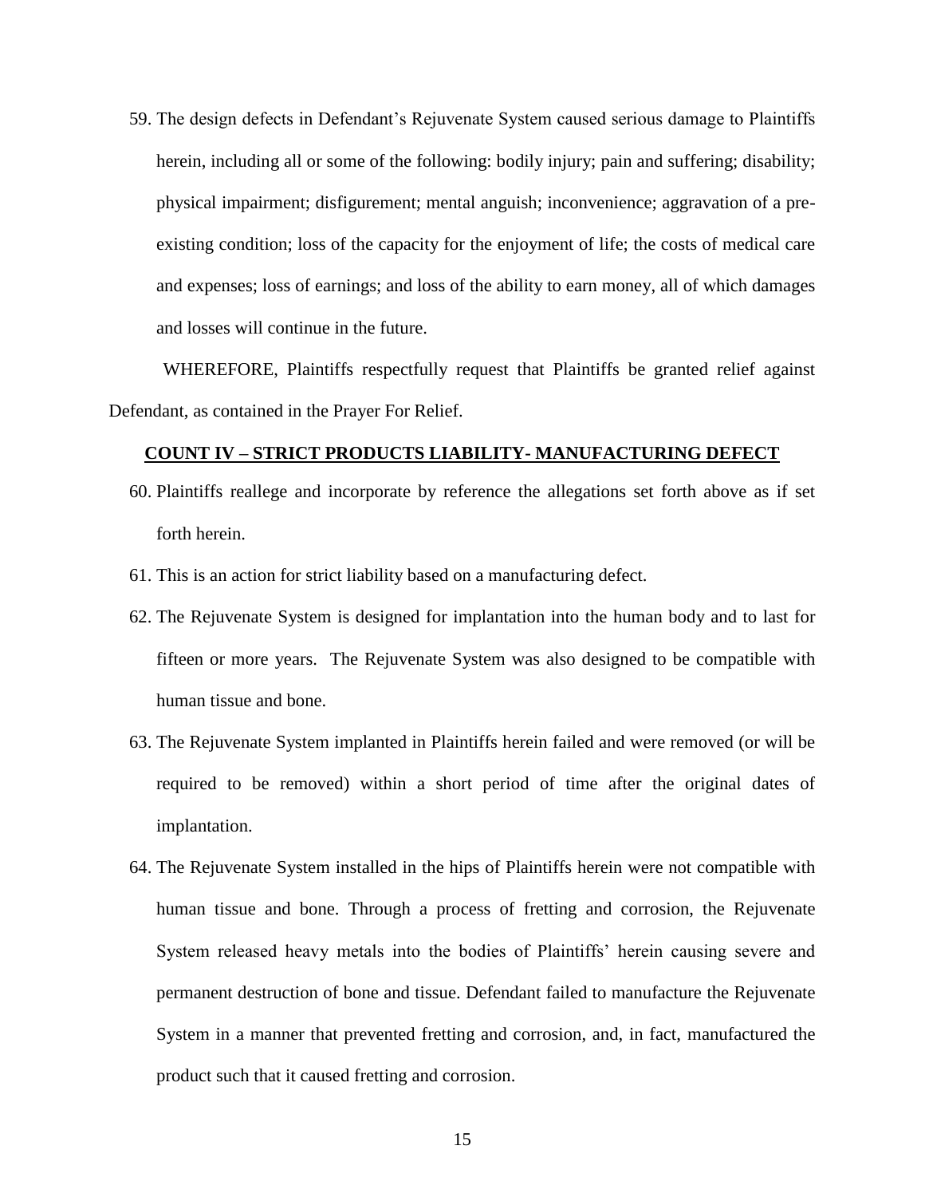59. The design defects in Defendant's Rejuvenate System caused serious damage to Plaintiffs herein, including all or some of the following: bodily injury; pain and suffering; disability; physical impairment; disfigurement; mental anguish; inconvenience; aggravation of a pre-existing condition; loss of the capacity for the enjoyment of life; the costs of medical care and expenses; loss of earnings; and loss of the ability to earn money, all of which damages and losses will continue in the future.

WHEREFORE, Plaintiffs respectfully request that Plaintiffs be granted relief against Defendant, as contained in the Prayer For Relief.

**COUNT IV – STRICT PRODUCTS LIABILITY- MANUFACTURING DEFECT**

60. Plaintiffs reallege and incorporate by reference the allegations set forth above as if set forth herein.
61. This is an action for strict liability based on a manufacturing defect.
62. The Rejuvenate System is designed for implantation into the human body and to last for fifteen or more years. The Rejuvenate System was also designed to be compatible with human tissue and bone.
63. The Rejuvenate System implanted in Plaintiffs herein failed and were removed (or will be required to be removed) within a short period of time after the original dates of implantation.
64. The Rejuvenate System installed in the hips of Plaintiffs herein were not compatible with human tissue and bone. Through a process of fretting and corrosion, the Rejuvenate System released heavy metals into the bodies of Plaintiffs' herein causing severe and permanent destruction of bone and tissue. Defendant failed to manufacture the Rejuvenate System in a manner that prevented fretting and corrosion, and, in fact, manufactured the product such that it caused fretting and corrosion.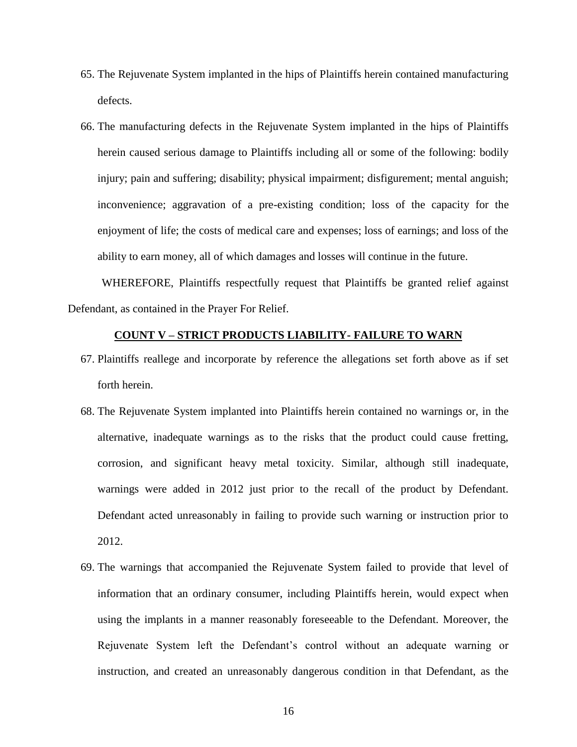65. The Rejuvenate System implanted in the hips of Plaintiffs herein contained manufacturing defects.

66. The manufacturing defects in the Rejuvenate System implanted in the hips of Plaintiffs herein caused serious damage to Plaintiffs including all or some of the following: bodily injury; pain and suffering; disability; physical impairment; disfigurement; mental anguish; inconvenience; aggravation of a pre-existing condition; loss of the capacity for the enjoyment of life; the costs of medical care and expenses; loss of earnings; and loss of the ability to earn money, all of which damages and losses will continue in the future.

WHEREFORE, Plaintiffs respectfully request that Plaintiffs be granted relief against Defendant, as contained in the Prayer For Relief.

**COUNT V – STRICT PRODUCTS LIABILITY- FAILURE TO WARN**

67. Plaintiffs reallege and incorporate by reference the allegations set forth above as if set forth herein.

68. The Rejuvenate System implanted into Plaintiffs herein contained no warnings or, in the alternative, inadequate warnings as to the risks that the product could cause fretting, corrosion, and significant heavy metal toxicity. Similar, although still inadequate, warnings were added in 2012 just prior to the recall of the product by Defendant. Defendant acted unreasonably in failing to provide such warning or instruction prior to 2012.

69. The warnings that accompanied the Rejuvenate System failed to provide that level of information that an ordinary consumer, including Plaintiffs herein, would expect when using the implants in a manner reasonably foreseeable to the Defendant. Moreover, the Rejuvenate System left the Defendant's control without an adequate warning or instruction, and created an unreasonably dangerous condition in that Defendant, as the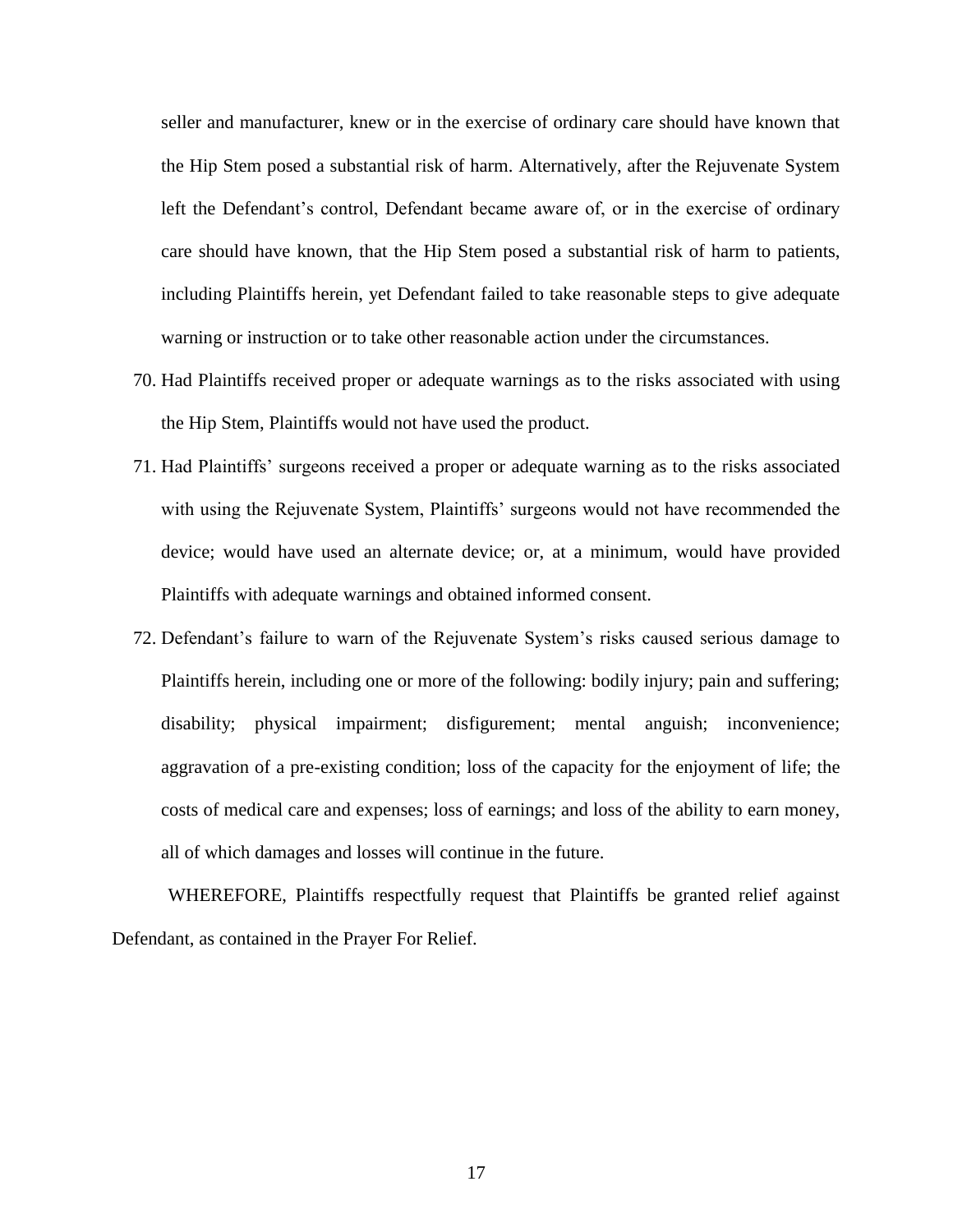seller and manufacturer, knew or in the exercise of ordinary care should have known that the Hip Stem posed a substantial risk of harm. Alternatively, after the Rejuvenate System left the Defendant's control, Defendant became aware of, or in the exercise of ordinary care should have known, that the Hip Stem posed a substantial risk of harm to patients, including Plaintiffs herein, yet Defendant failed to take reasonable steps to give adequate warning or instruction or to take other reasonable action under the circumstances.

70. Had Plaintiffs received proper or adequate warnings as to the risks associated with using the Hip Stem, Plaintiffs would not have used the product.

71. Had Plaintiffs' surgeons received a proper or adequate warning as to the risks associated with using the Rejuvenate System, Plaintiffs' surgeons would not have recommended the device; would have used an alternate device; or, at a minimum, would have provided Plaintiffs with adequate warnings and obtained informed consent.

72. Defendant's failure to warn of the Rejuvenate System's risks caused serious damage to Plaintiffs herein, including one or more of the following: bodily injury; pain and suffering; disability; physical impairment; disfigurement; mental anguish; inconvenience; aggravation of a pre-existing condition; loss of the capacity for the enjoyment of life; the costs of medical care and expenses; loss of earnings; and loss of the ability to earn money, all of which damages and losses will continue in the future.

WHEREFORE, Plaintiffs respectfully request that Plaintiffs be granted relief against Defendant, as contained in the Prayer For Relief.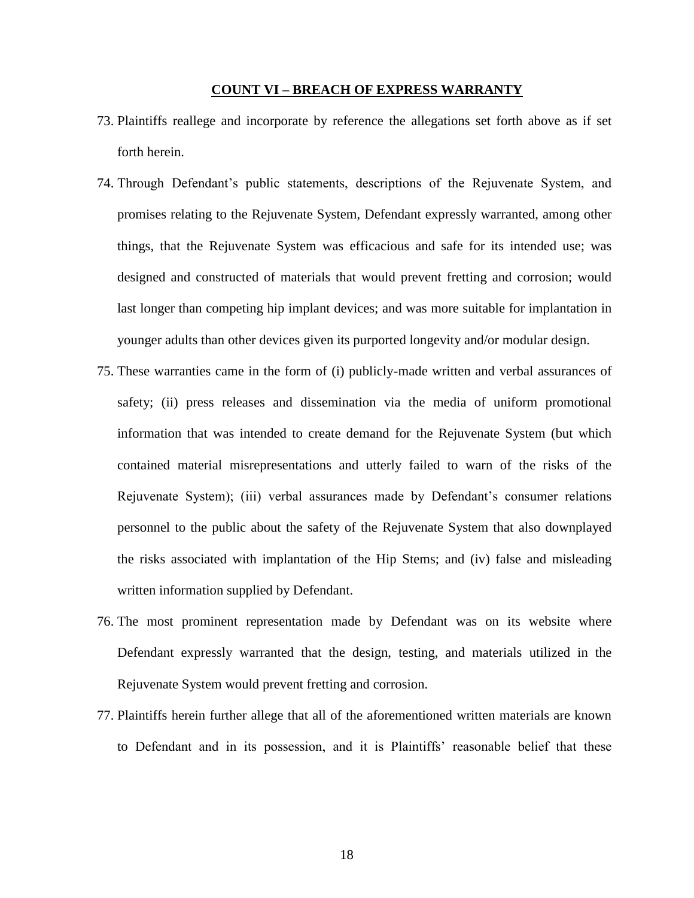**COUNT VI – BREACH OF EXPRESS WARRANTY**

73. Plaintiffs reallege and incorporate by reference the allegations set forth above as if set forth herein.

74. Through Defendant's public statements, descriptions of the Rejuvenate System, and promises relating to the Rejuvenate System, Defendant expressly warranted, among other things, that the Rejuvenate System was efficacious and safe for its intended use; was designed and constructed of materials that would prevent fretting and corrosion; would last longer than competing hip implant devices; and was more suitable for implantation in younger adults than other devices given its purported longevity and/or modular design.

75. These warranties came in the form of (i) publicly-made written and verbal assurances of safety; (ii) press releases and dissemination via the media of uniform promotional information that was intended to create demand for the Rejuvenate System (but which contained material misrepresentations and utterly failed to warn of the risks of the Rejuvenate System); (iii) verbal assurances made by Defendant's consumer relations personnel to the public about the safety of the Rejuvenate System that also downplayed the risks associated with implantation of the Hip Stems; and (iv) false and misleading written information supplied by Defendant.

76. The most prominent representation made by Defendant was on its website where Defendant expressly warranted that the design, testing, and materials utilized in the Rejuvenate System would prevent fretting and corrosion.

77. Plaintiffs herein further allege that all of the aforementioned written materials are known to Defendant and in its possession, and it is Plaintiffs' reasonable belief that these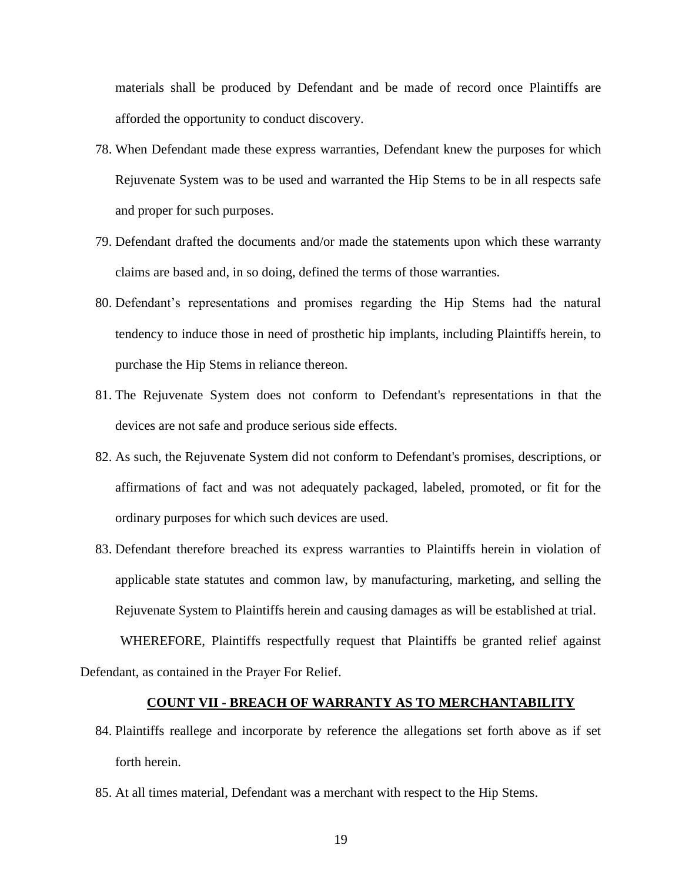materials shall be produced by Defendant and be made of record once Plaintiffs are afforded the opportunity to conduct discovery.

78. When Defendant made these express warranties, Defendant knew the purposes for which Rejuvenate System was to be used and warranted the Hip Stems to be in all respects safe and proper for such purposes.

79. Defendant drafted the documents and/or made the statements upon which these warranty claims are based and, in so doing, defined the terms of those warranties.

80. Defendant's representations and promises regarding the Hip Stems had the natural tendency to induce those in need of prosthetic hip implants, including Plaintiffs herein, to purchase the Hip Stems in reliance thereon.

81. The Rejuvenate System does not conform to Defendant's representations in that the devices are not safe and produce serious side effects.

82. As such, the Rejuvenate System did not conform to Defendant's promises, descriptions, or affirmations of fact and was not adequately packaged, labeled, promoted, or fit for the ordinary purposes for which such devices are used.

83. Defendant therefore breached its express warranties to Plaintiffs herein in violation of applicable state statutes and common law, by manufacturing, marketing, and selling the Rejuvenate System to Plaintiffs herein and causing damages as will be established at trial.

WHEREFORE, Plaintiffs respectfully request that Plaintiffs be granted relief against Defendant, as contained in the Prayer For Relief.

## COUNT VII - BREACH OF WARRANTY AS TO MERCHANTABILITY

84. Plaintiffs reallege and incorporate by reference the allegations set forth above as if set forth herein.

85. At all times material, Defendant was a merchant with respect to the Hip Stems.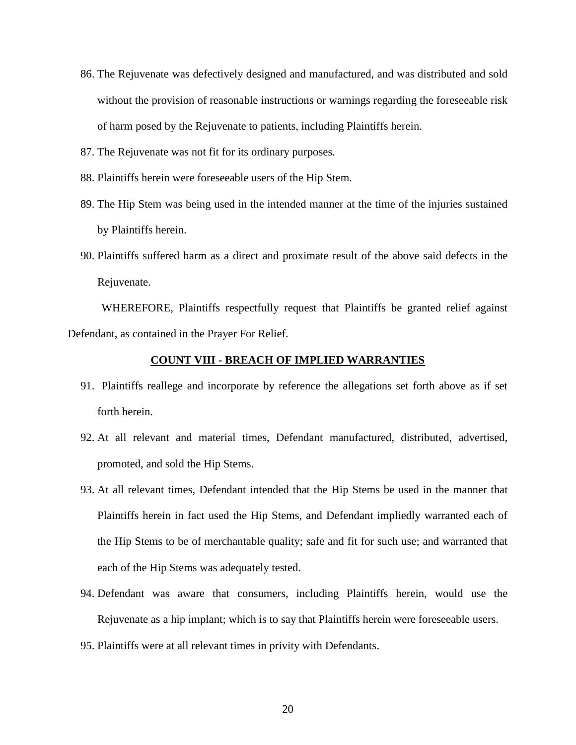86. The Rejuvenate was defectively designed and manufactured, and was distributed and sold without the provision of reasonable instructions or warnings regarding the foreseeable risk of harm posed by the Rejuvenate to patients, including Plaintiffs herein.
87. The Rejuvenate was not fit for its ordinary purposes.
88. Plaintiffs herein were foreseeable users of the Hip Stem.
89. The Hip Stem was being used in the intended manner at the time of the injuries sustained by Plaintiffs herein.
90. Plaintiffs suffered harm as a direct and proximate result of the above said defects in the Rejuvenate.

WHEREFORE, Plaintiffs respectfully request that Plaintiffs be granted relief against Defendant, as contained in the Prayer For Relief.

## COUNT VIII - BREACH OF IMPLIED WARRANTIES

91. Plaintiffs reallege and incorporate by reference the allegations set forth above as if set forth herein.
92. At all relevant and material times, Defendant manufactured, distributed, advertised, promoted, and sold the Hip Stems.
93. At all relevant times, Defendant intended that the Hip Stems be used in the manner that Plaintiffs herein in fact used the Hip Stems, and Defendant impliedly warranted each of the Hip Stems to be of merchantable quality; safe and fit for such use; and warranted that each of the Hip Stems was adequately tested.
94. Defendant was aware that consumers, including Plaintiffs herein, would use the Rejuvenate as a hip implant; which is to say that Plaintiffs herein were foreseeable users.
95. Plaintiffs were at all relevant times in privity with Defendants.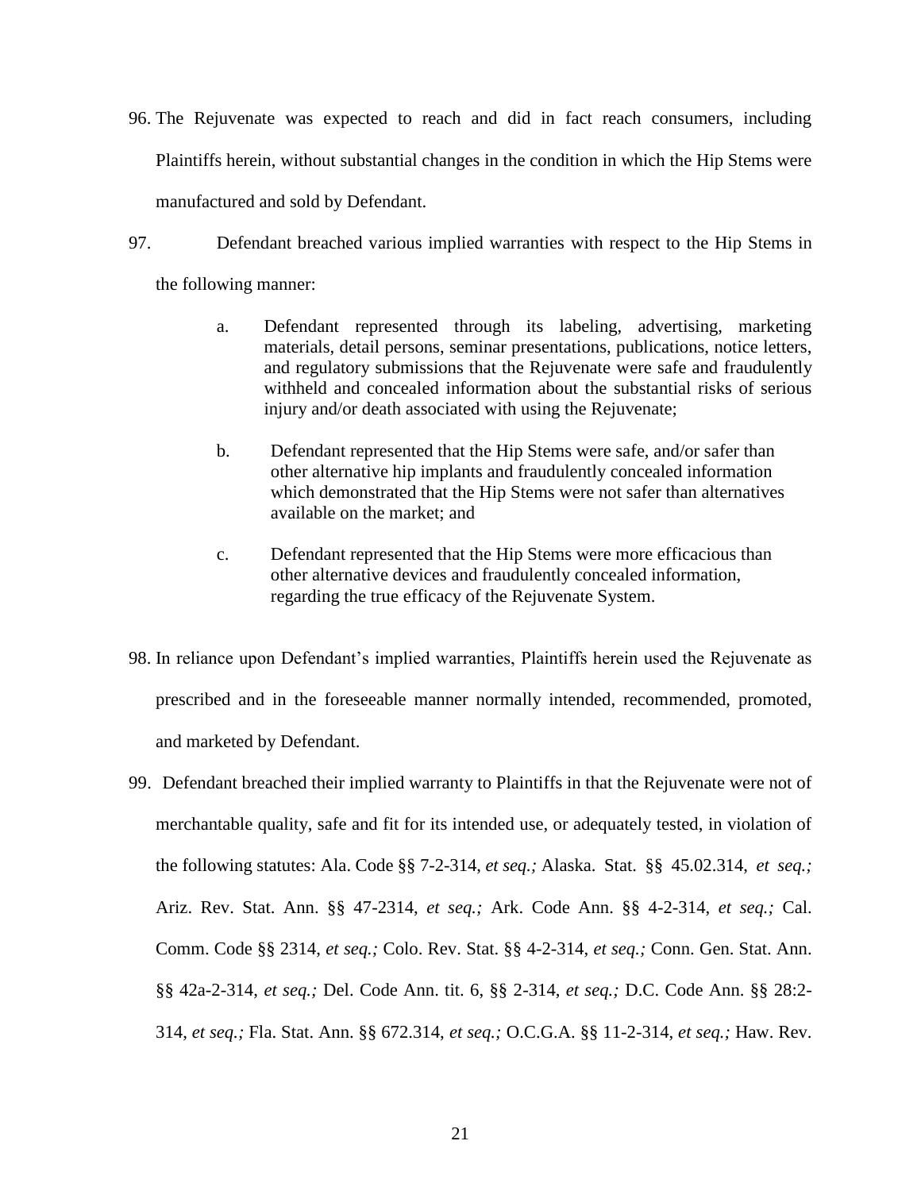96. The Rejuvenate was expected to reach and did in fact reach consumers, including Plaintiffs herein, without substantial changes in the condition in which the Hip Stems were manufactured and sold by Defendant.

97. Defendant breached various implied warranties with respect to the Hip Stems in the following manner:

    a. Defendant represented through its labeling, advertising, marketing materials, detail persons, seminar presentations, publications, notice letters, and regulatory submissions that the Rejuvenate were safe and fraudulently withheld and concealed information about the substantial risks of serious injury and/or death associated with using the Rejuvenate;

    b. Defendant represented that the Hip Stems were safe, and/or safer than other alternative hip implants and fraudulently concealed information which demonstrated that the Hip Stems were not safer than alternatives available on the market; and

    c. Defendant represented that the Hip Stems were more efficacious than other alternative devices and fraudulently concealed information, regarding the true efficacy of the Rejuvenate System.

98. In reliance upon Defendant's implied warranties, Plaintiffs herein used the Rejuvenate as prescribed and in the foreseeable manner normally intended, recommended, promoted, and marketed by Defendant.

99. Defendant breached their implied warranty to Plaintiffs in that the Rejuvenate were not of merchantable quality, safe and fit for its intended use, or adequately tested, in violation of the following statutes: Ala. Code §§ 7-2-314, *et seq.;* Alaska. Stat. §§ 45.02.314, *et seq.;* Ariz. Rev. Stat. Ann. §§ 47-2314, *et seq.;* Ark. Code Ann. §§ 4-2-314, *et seq.;* Cal. Comm. Code §§ 2314, *et seq.;* Colo. Rev. Stat. §§ 4-2-314, *et seq.;* Conn. Gen. Stat. Ann. §§ 42a-2-314, *et seq.;* Del. Code Ann. tit. 6, §§ 2-314, *et seq.;* D.C. Code Ann. §§ 28:2-314, *et seq.;* Fla. Stat. Ann. §§ 672.314, *et seq.;* O.C.G.A. §§ 11-2-314, *et seq.;* Haw. Rev.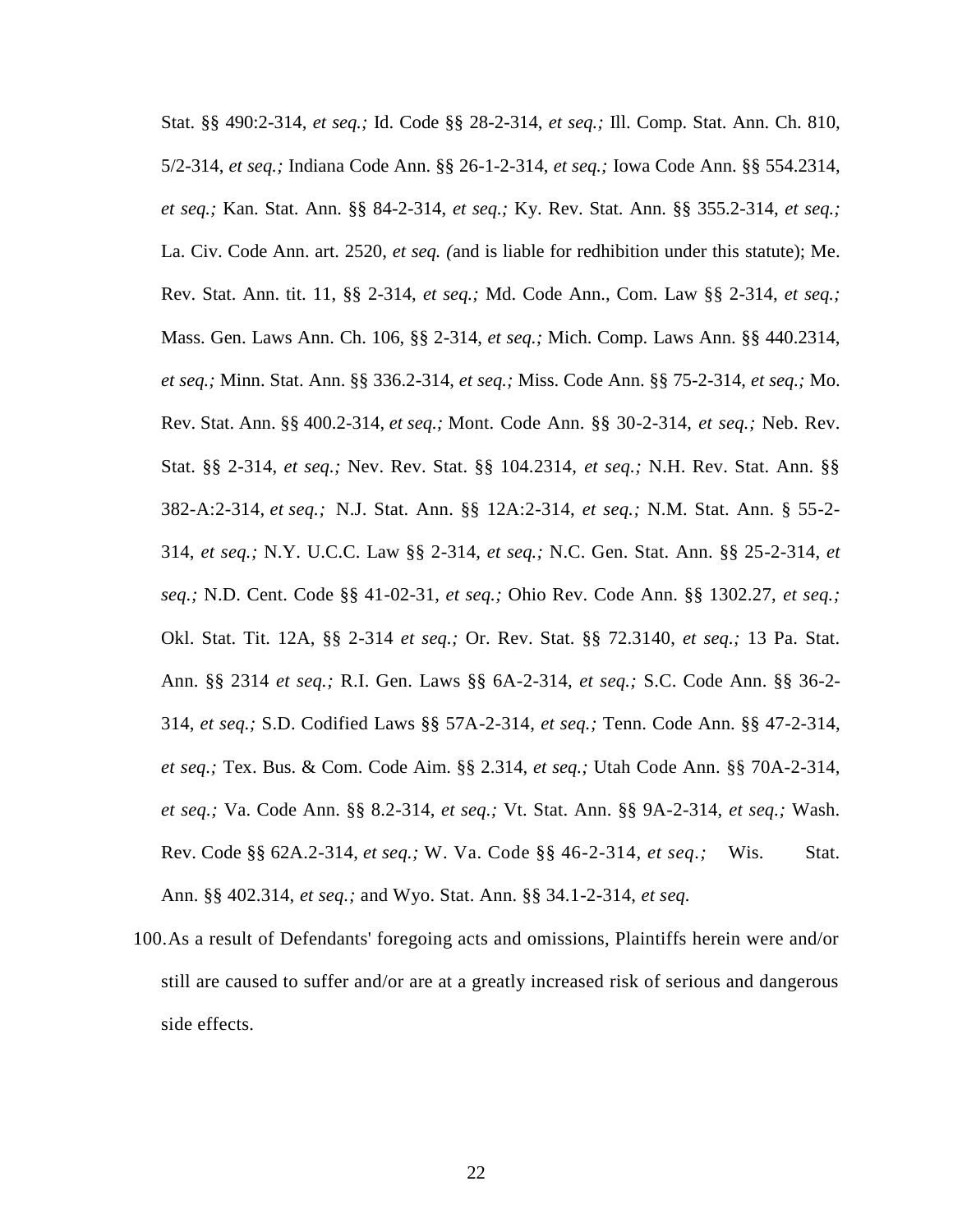Stat. §§ 490:2-314, *et seq.;* Id. Code §§ 28-2-314, *et seq.;* Ill. Comp. Stat. Ann. Ch. 810, 5/2-314, *et seq.;* Indiana Code Ann. §§ 26-1-2-314, *et seq.;* Iowa Code Ann. §§ 554.2314, *et seq.;* Kan. Stat. Ann. §§ 84-2-314, *et seq.;* Ky. Rev. Stat. Ann. §§ 355.2-314, *et seq.;* La. Civ. Code Ann. art. 2520, *et seq. (*and is liable for redhibition under this statute); Me. Rev. Stat. Ann. tit. 11, §§ 2-314, *et seq.;* Md. Code Ann., Com. Law §§ 2-314, *et seq.;* Mass. Gen. Laws Ann. Ch. 106, §§ 2-314, *et seq.;* Mich. Comp. Laws Ann. §§ 440.2314, *et seq.;* Minn. Stat. Ann. §§ 336.2-314, *et seq.;* Miss. Code Ann. §§ 75-2-314, *et seq.;* Mo. Rev. Stat. Ann. §§ 400.2-314, *et seq.;* Mont. Code Ann. §§ 30-2-314, *et seq.;* Neb. Rev. Stat. §§ 2-314, *et seq.;* Nev. Rev. Stat. §§ 104.2314, *et seq.;* N.H. Rev. Stat. Ann. §§ 382-A:2-314, *et seq.;* N.J. Stat. Ann. §§ 12A:2-314, *et seq.;* N.M. Stat. Ann. § 55-2-314, *et seq.;* N.Y. U.C.C. Law §§ 2-314, *et seq.;* N.C. Gen. Stat. Ann. §§ 25-2-314, *et seq.;* N.D. Cent. Code §§ 41-02-31, *et seq.;* Ohio Rev. Code Ann. §§ 1302.27, *et seq.;* Okl. Stat. Tit. 12A, §§ 2-314 *et seq.;* Or. Rev. Stat. §§ 72.3140, *et seq.;* 13 Pa. Stat. Ann. §§ 2314 *et seq.;* R.I. Gen. Laws §§ 6A-2-314, *et seq.;* S.C. Code Ann. §§ 36-2-314, *et seq.;* S.D. Codified Laws §§ 57A-2-314, *et seq.;* Tenn. Code Ann. §§ 47-2-314, *et seq.;* Tex. Bus. & Com. Code Aim. §§ 2.314, *et seq.;* Utah Code Ann. §§ 70A-2-314, *et seq.;* Va. Code Ann. §§ 8.2-314, *et seq.;* Vt. Stat. Ann. §§ 9A-2-314, *et seq.;* Wash. Rev. Code §§ 62A.2-314, *et seq.;* W. Va. Code §§ 46-2-314, *et seq.;* Wis. Stat. Ann. §§ 402.314, *et seq.;* and Wyo. Stat. Ann. §§ 34.1-2-314, *et seq.*

100. As a result of Defendants' foregoing acts and omissions, Plaintiffs herein were and/or still are caused to suffer and/or are at a greatly increased risk of serious and dangerous side effects.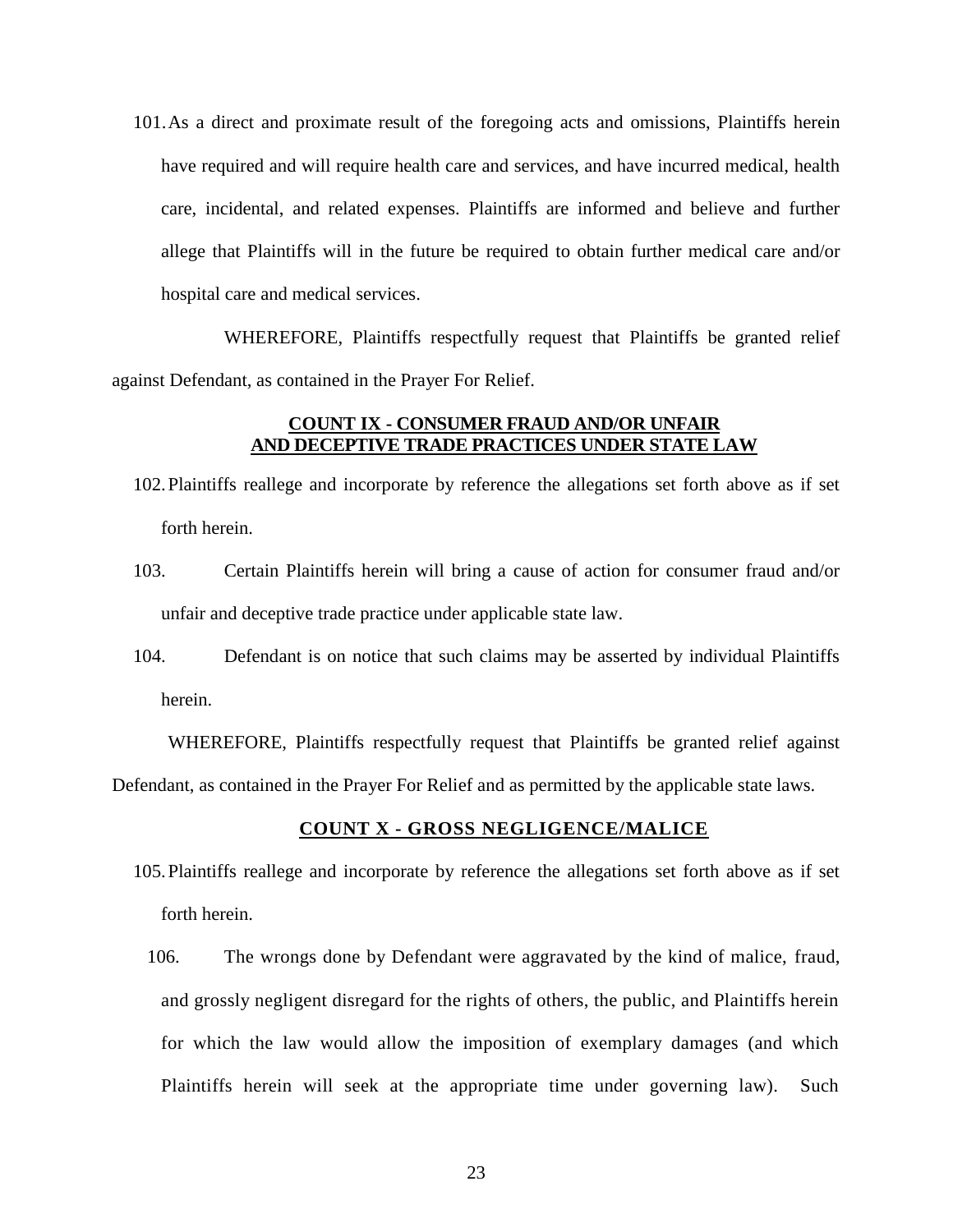101. As a direct and proximate result of the foregoing acts and omissions, Plaintiffs herein have required and will require health care and services, and have incurred medical, health care, incidental, and related expenses. Plaintiffs are informed and believe and further allege that Plaintiffs will in the future be required to obtain further medical care and/or hospital care and medical services.

WHEREFORE, Plaintiffs respectfully request that Plaintiffs be granted relief against Defendant, as contained in the Prayer For Relief.

**COUNT IX - CONSUMER FRAUD AND/OR UNFAIR AND DECEPTIVE TRADE PRACTICES UNDER STATE LAW**

102. Plaintiffs reallege and incorporate by reference the allegations set forth above as if set forth herein.

103. Certain Plaintiffs herein will bring a cause of action for consumer fraud and/or unfair and deceptive trade practice under applicable state law.

104. Defendant is on notice that such claims may be asserted by individual Plaintiffs herein.

WHEREFORE, Plaintiffs respectfully request that Plaintiffs be granted relief against Defendant, as contained in the Prayer For Relief and as permitted by the applicable state laws.

**COUNT X - GROSS NEGLIGENCE/MALICE**

105. Plaintiffs reallege and incorporate by reference the allegations set forth above as if set forth herein.

106. The wrongs done by Defendant were aggravated by the kind of malice, fraud, and grossly negligent disregard for the rights of others, the public, and Plaintiffs herein for which the law would allow the imposition of exemplary damages (and which Plaintiffs herein will seek at the appropriate time under governing law). Such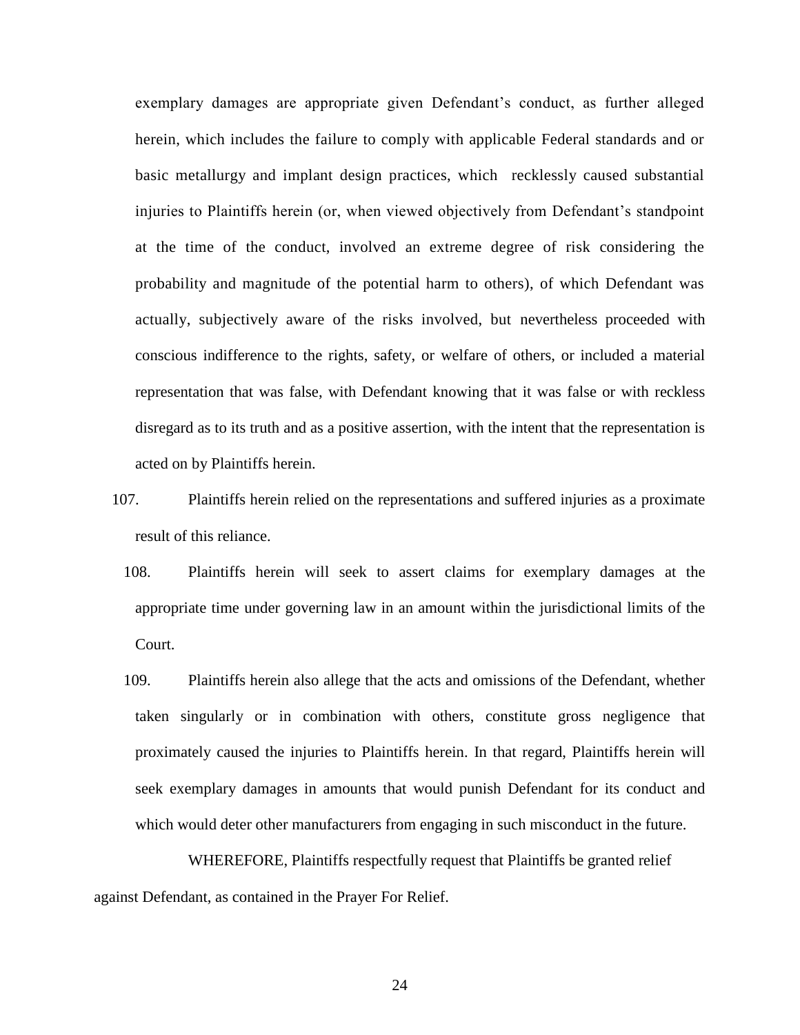exemplary damages are appropriate given Defendant's conduct, as further alleged herein, which includes the failure to comply with applicable Federal standards and or basic metallurgy and implant design practices, which recklessly caused substantial injuries to Plaintiffs herein (or, when viewed objectively from Defendant's standpoint at the time of the conduct, involved an extreme degree of risk considering the probability and magnitude of the potential harm to others), of which Defendant was actually, subjectively aware of the risks involved, but nevertheless proceeded with conscious indifference to the rights, safety, or welfare of others, or included a material representation that was false, with Defendant knowing that it was false or with reckless disregard as to its truth and as a positive assertion, with the intent that the representation is acted on by Plaintiffs herein.

107. Plaintiffs herein relied on the representations and suffered injuries as a proximate result of this reliance.

108. Plaintiffs herein will seek to assert claims for exemplary damages at the appropriate time under governing law in an amount within the jurisdictional limits of the Court.

109. Plaintiffs herein also allege that the acts and omissions of the Defendant, whether taken singularly or in combination with others, constitute gross negligence that proximately caused the injuries to Plaintiffs herein. In that regard, Plaintiffs herein will seek exemplary damages in amounts that would punish Defendant for its conduct and which would deter other manufacturers from engaging in such misconduct in the future.

WHEREFORE, Plaintiffs respectfully request that Plaintiffs be granted relief against Defendant, as contained in the Prayer For Relief.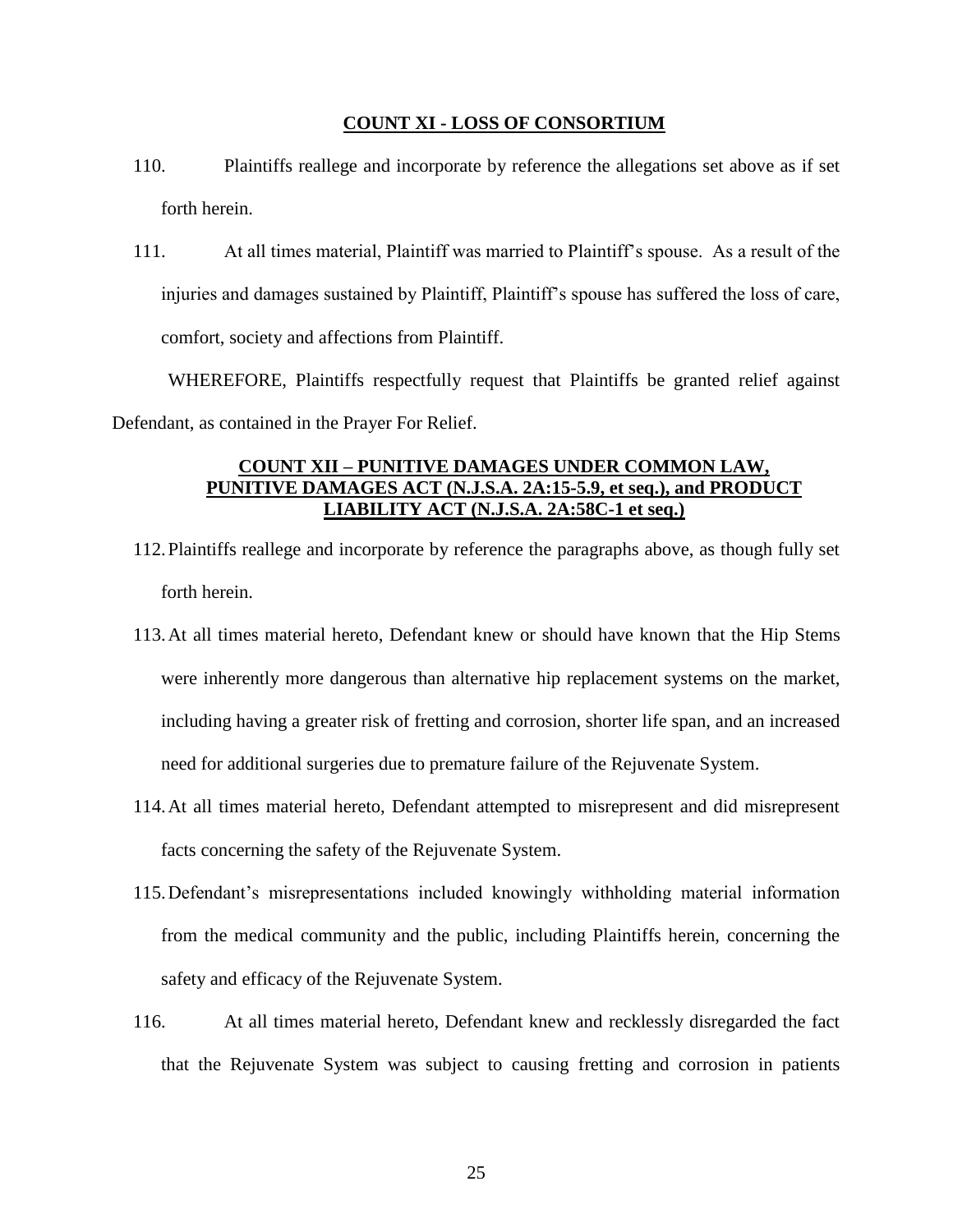**COUNT XI - LOSS OF CONSORTIUM**

110. Plaintiffs reallege and incorporate by reference the allegations set above as if set forth herein.

111. At all times material, Plaintiff was married to Plaintiff's spouse. As a result of the injuries and damages sustained by Plaintiff, Plaintiff's spouse has suffered the loss of care, comfort, society and affections from Plaintiff.

WHEREFORE, Plaintiffs respectfully request that Plaintiffs be granted relief against Defendant, as contained in the Prayer For Relief.

**COUNT XII – PUNITIVE DAMAGES UNDER COMMON LAW, PUNITIVE DAMAGES ACT (N.J.S.A. 2A:15-5.9, et seq.), and PRODUCT LIABILITY ACT (N.J.S.A. 2A:58C-1 et seq.)**

112. Plaintiffs reallege and incorporate by reference the paragraphs above, as though fully set forth herein.

113. At all times material hereto, Defendant knew or should have known that the Hip Stems were inherently more dangerous than alternative hip replacement systems on the market, including having a greater risk of fretting and corrosion, shorter life span, and an increased need for additional surgeries due to premature failure of the Rejuvenate System.

114. At all times material hereto, Defendant attempted to misrepresent and did misrepresent facts concerning the safety of the Rejuvenate System.

115. Defendant's misrepresentations included knowingly withholding material information from the medical community and the public, including Plaintiffs herein, concerning the safety and efficacy of the Rejuvenate System.

116. At all times material hereto, Defendant knew and recklessly disregarded the fact that the Rejuvenate System was subject to causing fretting and corrosion in patients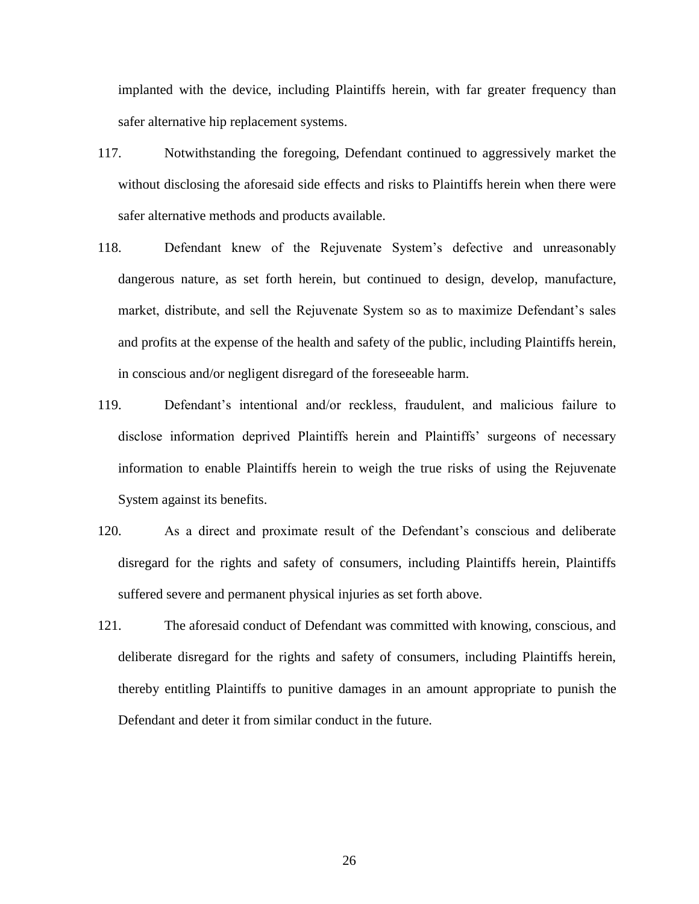implanted with the device, including Plaintiffs herein, with far greater frequency than safer alternative hip replacement systems.

117. Notwithstanding the foregoing, Defendant continued to aggressively market the without disclosing the aforesaid side effects and risks to Plaintiffs herein when there were safer alternative methods and products available.

118. Defendant knew of the Rejuvenate System's defective and unreasonably dangerous nature, as set forth herein, but continued to design, develop, manufacture, market, distribute, and sell the Rejuvenate System so as to maximize Defendant's sales and profits at the expense of the health and safety of the public, including Plaintiffs herein, in conscious and/or negligent disregard of the foreseeable harm.

119. Defendant's intentional and/or reckless, fraudulent, and malicious failure to disclose information deprived Plaintiffs herein and Plaintiffs' surgeons of necessary information to enable Plaintiffs herein to weigh the true risks of using the Rejuvenate System against its benefits.

120. As a direct and proximate result of the Defendant's conscious and deliberate disregard for the rights and safety of consumers, including Plaintiffs herein, Plaintiffs suffered severe and permanent physical injuries as set forth above.

121. The aforesaid conduct of Defendant was committed with knowing, conscious, and deliberate disregard for the rights and safety of consumers, including Plaintiffs herein, thereby entitling Plaintiffs to punitive damages in an amount appropriate to punish the Defendant and deter it from similar conduct in the future.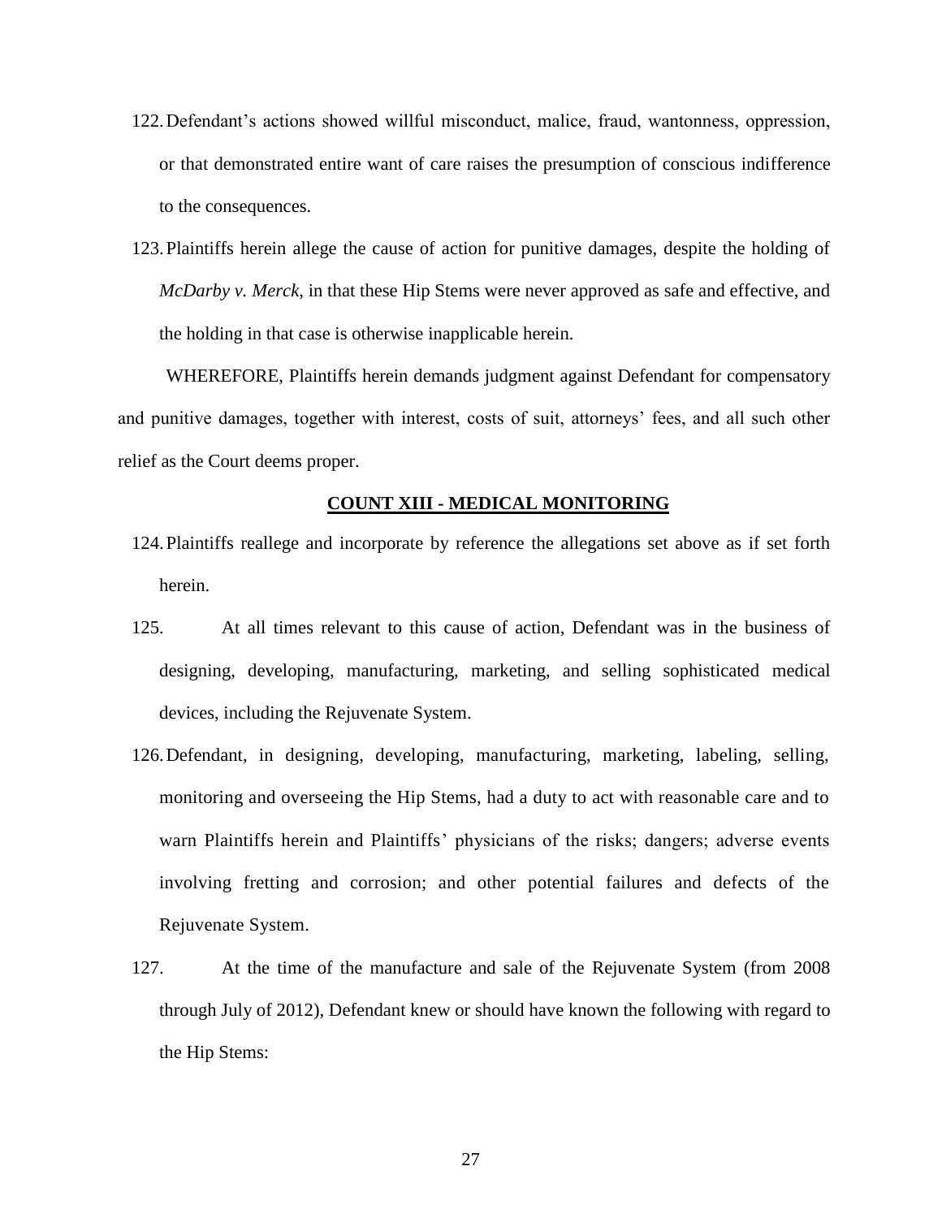122. Defendant's actions showed willful misconduct, malice, fraud, wantonness, oppression, or that demonstrated entire want of care raises the presumption of conscious indifference to the consequences.

123. Plaintiffs herein allege the cause of action for punitive damages, despite the holding of *McDarby v. Merck*, in that these Hip Stems were never approved as safe and effective, and the holding in that case is otherwise inapplicable herein.

WHEREFORE, Plaintiffs herein demands judgment against Defendant for compensatory and punitive damages, together with interest, costs of suit, attorneys' fees, and all such other relief as the Court deems proper.

## **COUNT XIII - MEDICAL MONITORING**

124. Plaintiffs reallege and incorporate by reference the allegations set above as if set forth herein.

125. At all times relevant to this cause of action, Defendant was in the business of designing, developing, manufacturing, marketing, and selling sophisticated medical devices, including the Rejuvenate System.

126. Defendant, in designing, developing, manufacturing, marketing, labeling, selling, monitoring and overseeing the Hip Stems, had a duty to act with reasonable care and to warn Plaintiffs herein and Plaintiffs' physicians of the risks; dangers; adverse events involving fretting and corrosion; and other potential failures and defects of the Rejuvenate System.

127. At the time of the manufacture and sale of the Rejuvenate System (from 2008 through July of 2012), Defendant knew or should have known the following with regard to the Hip Stems: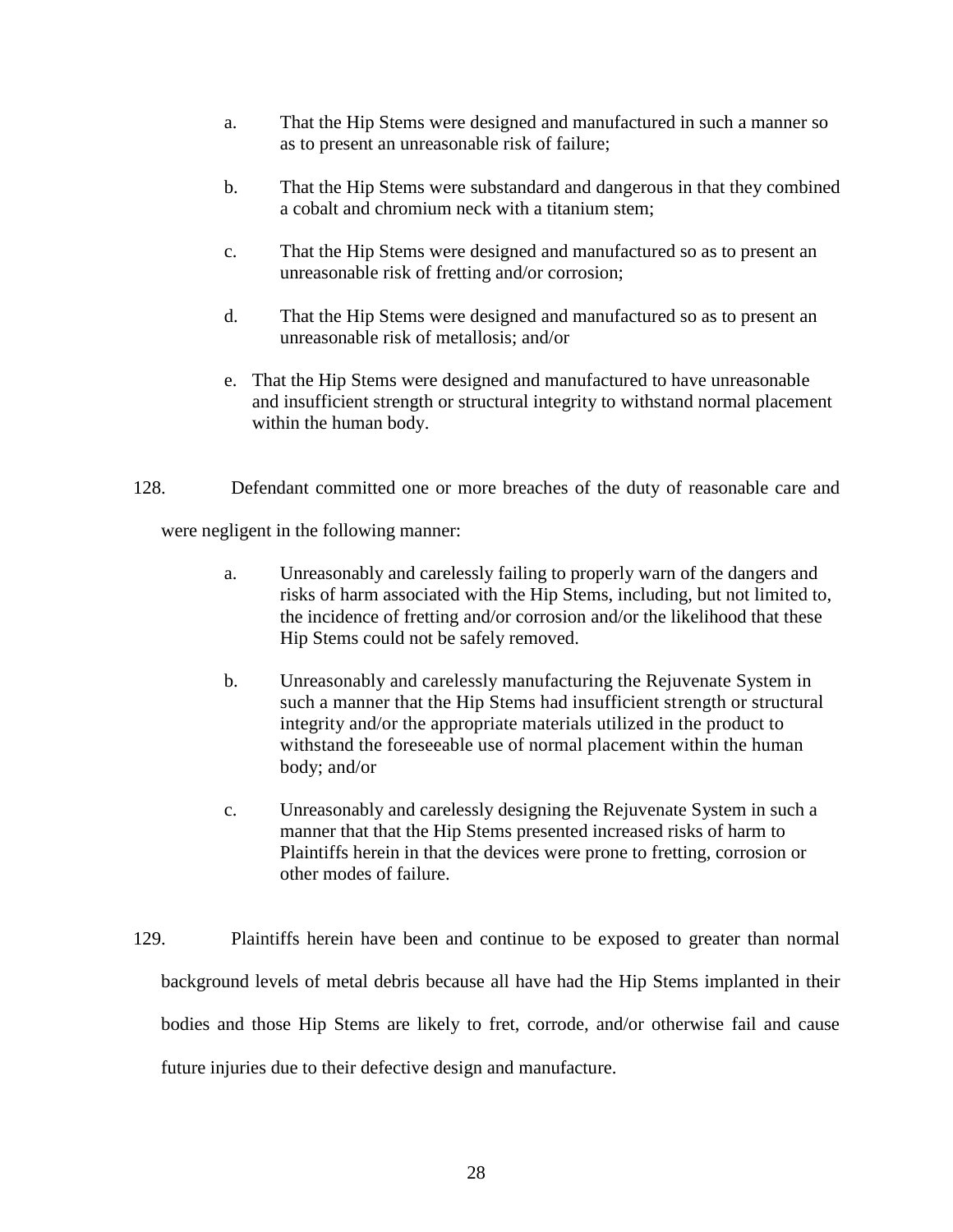a. That the Hip Stems were designed and manufactured in such a manner so as to present an unreasonable risk of failure;

b. That the Hip Stems were substandard and dangerous in that they combined a cobalt and chromium neck with a titanium stem;

c. That the Hip Stems were designed and manufactured so as to present an unreasonable risk of fretting and/or corrosion;

d. That the Hip Stems were designed and manufactured so as to present an unreasonable risk of metallosis; and/or

e. That the Hip Stems were designed and manufactured to have unreasonable and insufficient strength or structural integrity to withstand normal placement within the human body.

128. Defendant committed one or more breaches of the duty of reasonable care and were negligent in the following manner:

a. Unreasonably and carelessly failing to properly warn of the dangers and risks of harm associated with the Hip Stems, including, but not limited to, the incidence of fretting and/or corrosion and/or the likelihood that these Hip Stems could not be safely removed.

b. Unreasonably and carelessly manufacturing the Rejuvenate System in such a manner that the Hip Stems had insufficient strength or structural integrity and/or the appropriate materials utilized in the product to withstand the foreseeable use of normal placement within the human body; and/or

c. Unreasonably and carelessly designing the Rejuvenate System in such a manner that that the Hip Stems presented increased risks of harm to Plaintiffs herein in that the devices were prone to fretting, corrosion or other modes of failure.

129. Plaintiffs herein have been and continue to be exposed to greater than normal background levels of metal debris because all have had the Hip Stems implanted in their bodies and those Hip Stems are likely to fret, corrode, and/or otherwise fail and cause future injuries due to their defective design and manufacture.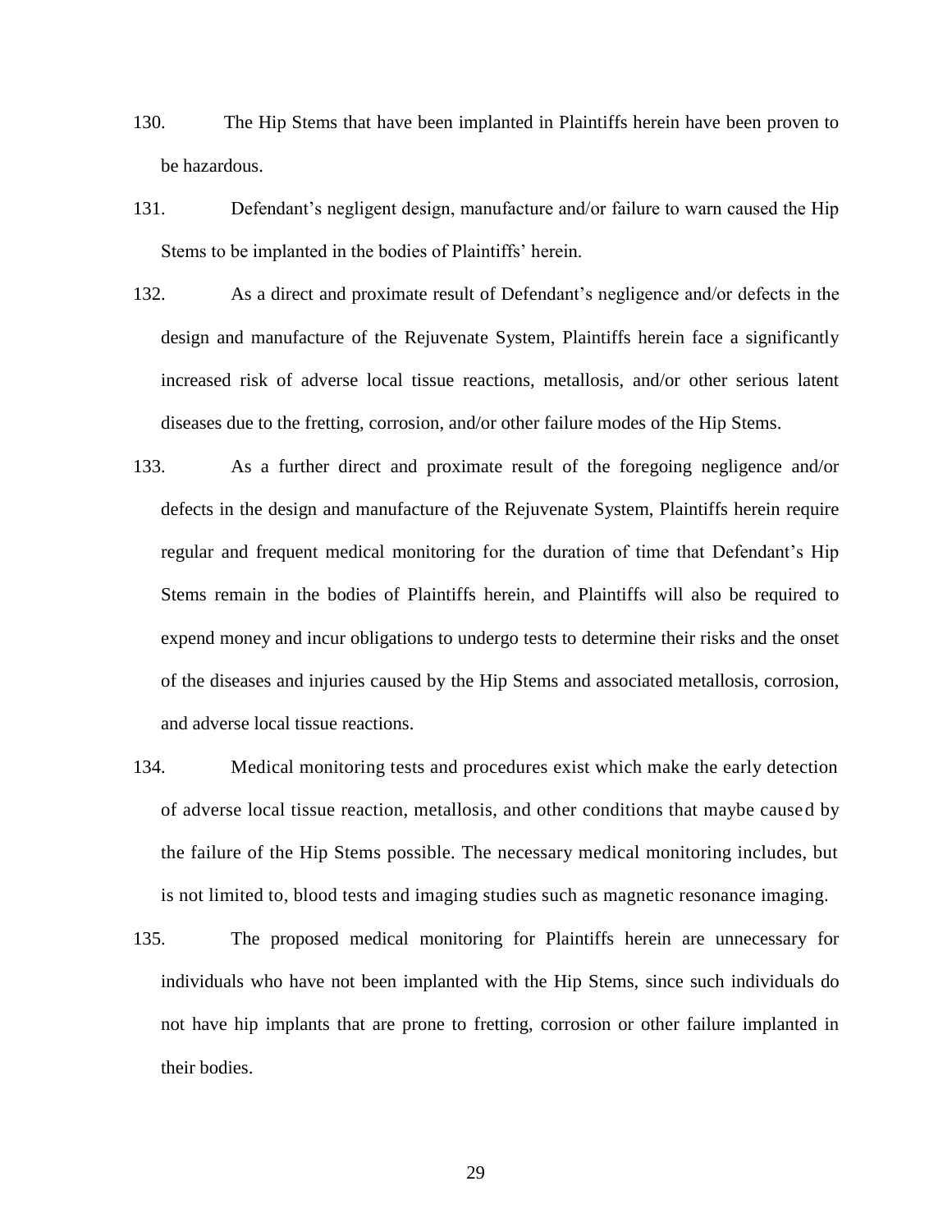130. The Hip Stems that have been implanted in Plaintiffs herein have been proven to be hazardous.

131. Defendant's negligent design, manufacture and/or failure to warn caused the Hip Stems to be implanted in the bodies of Plaintiffs' herein.

132. As a direct and proximate result of Defendant's negligence and/or defects in the design and manufacture of the Rejuvenate System, Plaintiffs herein face a significantly increased risk of adverse local tissue reactions, metallosis, and/or other serious latent diseases due to the fretting, corrosion, and/or other failure modes of the Hip Stems.

133. As a further direct and proximate result of the foregoing negligence and/or defects in the design and manufacture of the Rejuvenate System, Plaintiffs herein require regular and frequent medical monitoring for the duration of time that Defendant's Hip Stems remain in the bodies of Plaintiffs herein, and Plaintiffs will also be required to expend money and incur obligations to undergo tests to determine their risks and the onset of the diseases and injuries caused by the Hip Stems and associated metallosis, corrosion, and adverse local tissue reactions.

134. Medical monitoring tests and procedures exist which make the early detection of adverse local tissue reaction, metallosis, and other conditions that maybe caused by the failure of the Hip Stems possible. The necessary medical monitoring includes, but is not limited to, blood tests and imaging studies such as magnetic resonance imaging.

135. The proposed medical monitoring for Plaintiffs herein are unnecessary for individuals who have not been implanted with the Hip Stems, since such individuals do not have hip implants that are prone to fretting, corrosion or other failure implanted in their bodies.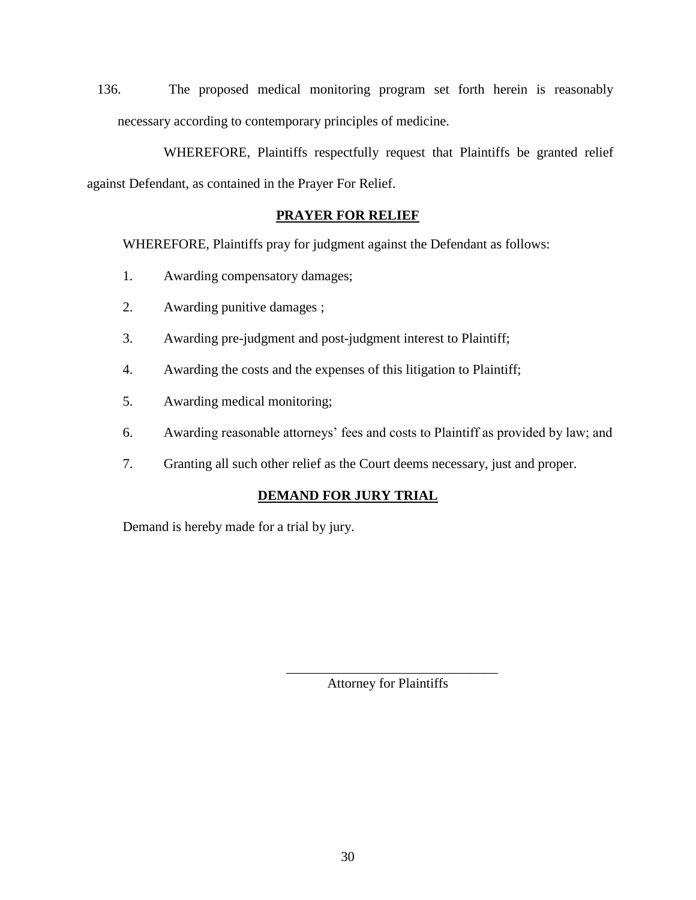136. The proposed medical monitoring program set forth herein is reasonably necessary according to contemporary principles of medicine.

WHEREFORE, Plaintiffs respectfully request that Plaintiffs be granted relief against Defendant, as contained in the Prayer For Relief.

## **PRAYER FOR RELIEF**

WHEREFORE, Plaintiffs pray for judgment against the Defendant as follows:

1. Awarding compensatory damages;
2. Awarding punitive damages ;
3. Awarding pre-judgment and post-judgment interest to Plaintiff;
4. Awarding the costs and the expenses of this litigation to Plaintiff;
5. Awarding medical monitoring;
6. Awarding reasonable attorneys' fees and costs to Plaintiff as provided by law; and
7. Granting all such other relief as the Court deems necessary, just and proper.

## **DEMAND FOR JURY TRIAL**

Demand is hereby made for a trial by jury.

\_\_\_\_\_\_\_\_\_\_\_\_\_\_\_\_\_\_\_\_\_\_\_\_\_\_\_\_\_\_\_
Attorney for Plaintiffs